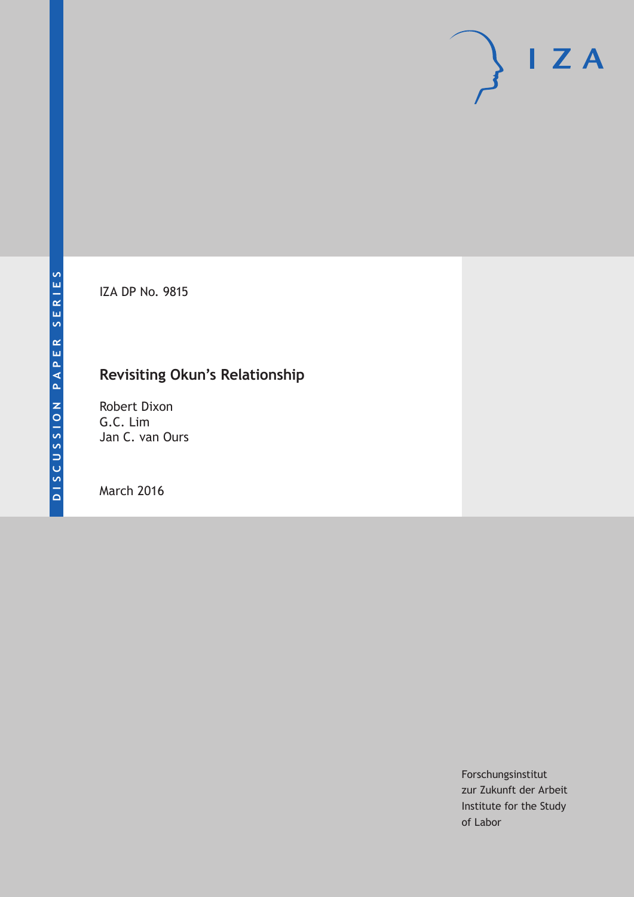DISCUSSION PAPER SERIES

IZA DP No. 9815

# Revisiting Okun's Relationship

Robert Dixon
G.C. Lim
Jan C. van Ours

March 2016

Forschungsinstitut
zur Zukunft der Arbeit
Institute for the Study
of Labor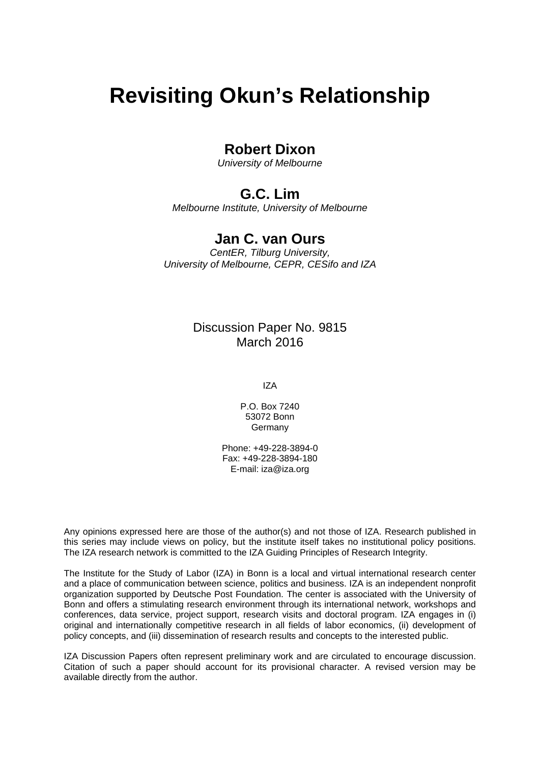# Revisiting Okun's Relationship

## Robert Dixon

*University of Melbourne*

## G.C. Lim

*Melbourne Institute, University of Melbourne*

## Jan C. van Ours

*CentER, Tilburg University,*
*University of Melbourne, CEPR, CESifo and IZA*

Discussion Paper No. 9815
March 2016

IZA

P.O. Box 7240
53072 Bonn
Germany

Phone: +49-228-3894-0
Fax: +49-228-3894-180
E-mail: iza@iza.org

Any opinions expressed here are those of the author(s) and not those of IZA. Research published in this series may include views on policy, but the institute itself takes no institutional policy positions. The IZA research network is committed to the IZA Guiding Principles of Research Integrity.

The Institute for the Study of Labor (IZA) in Bonn is a local and virtual international research center and a place of communication between science, politics and business. IZA is an independent nonprofit organization supported by Deutsche Post Foundation. The center is associated with the University of Bonn and offers a stimulating research environment through its international network, workshops and conferences, data service, project support, research visits and doctoral program. IZA engages in (i) original and internationally competitive research in all fields of labor economics, (ii) development of policy concepts, and (iii) dissemination of research results and concepts to the interested public.

IZA Discussion Papers often represent preliminary work and are circulated to encourage discussion. Citation of such a paper should account for its provisional character. A revised version may be available directly from the author.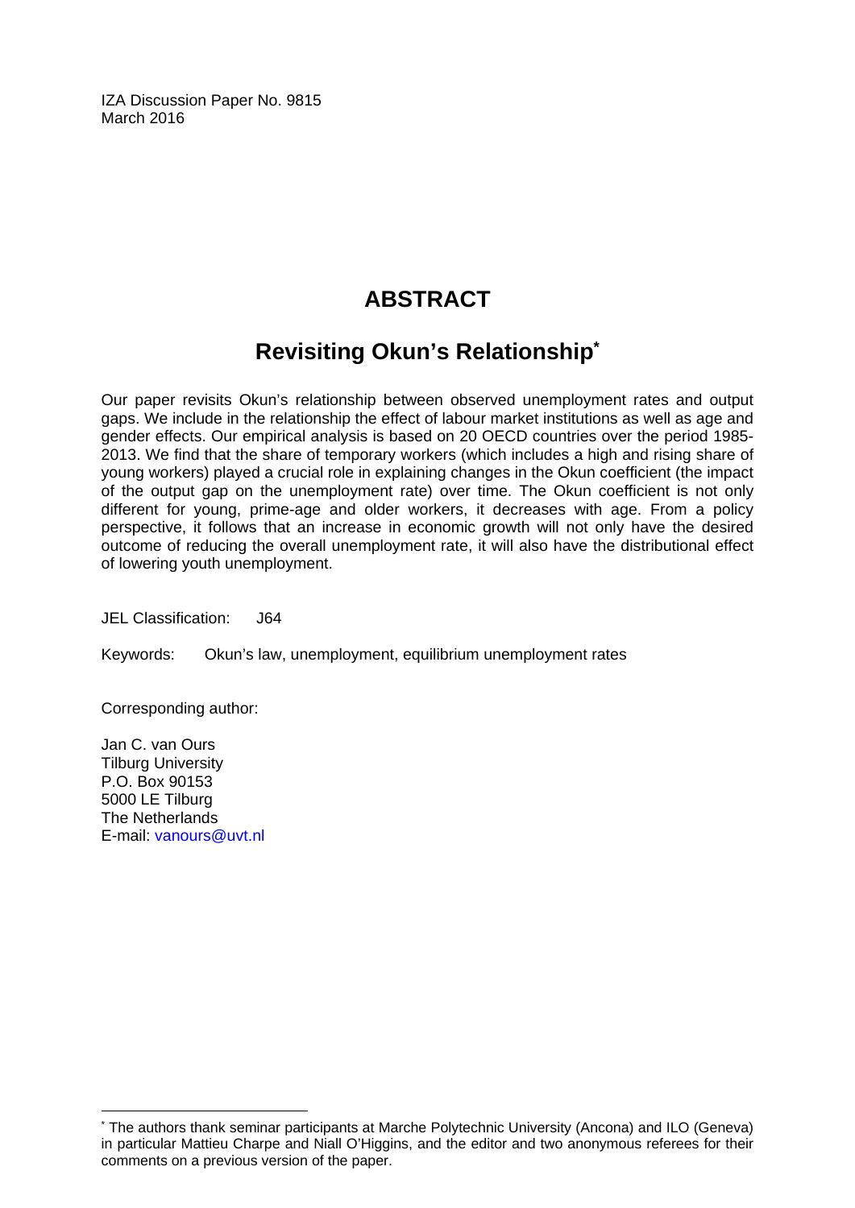IZA Discussion Paper No. 9815
March 2016

# ABSTRACT

## Revisiting Okun's Relationship*

Our paper revisits Okun's relationship between observed unemployment rates and output gaps. We include in the relationship the effect of labour market institutions as well as age and gender effects. Our empirical analysis is based on 20 OECD countries over the period 1985-2013. We find that the share of temporary workers (which includes a high and rising share of young workers) played a crucial role in explaining changes in the Okun coefficient (the impact of the output gap on the unemployment rate) over time. The Okun coefficient is not only different for young, prime-age and older workers, it decreases with age. From a policy perspective, it follows that an increase in economic growth will not only have the desired outcome of reducing the overall unemployment rate, it will also have the distributional effect of lowering youth unemployment.

JEL Classification: J64

Keywords: Okun's law, unemployment, equilibrium unemployment rates

Corresponding author:

Jan C. van Ours
Tilburg University
P.O. Box 90153
5000 LE Tilburg
The Netherlands
E-mail: vanours@uvt.nl

---

* The authors thank seminar participants at Marche Polytechnic University (Ancona) and ILO (Geneva) in particular Mattieu Charpe and Niall O'Higgins, and the editor and two anonymous referees for their comments on a previous version of the paper.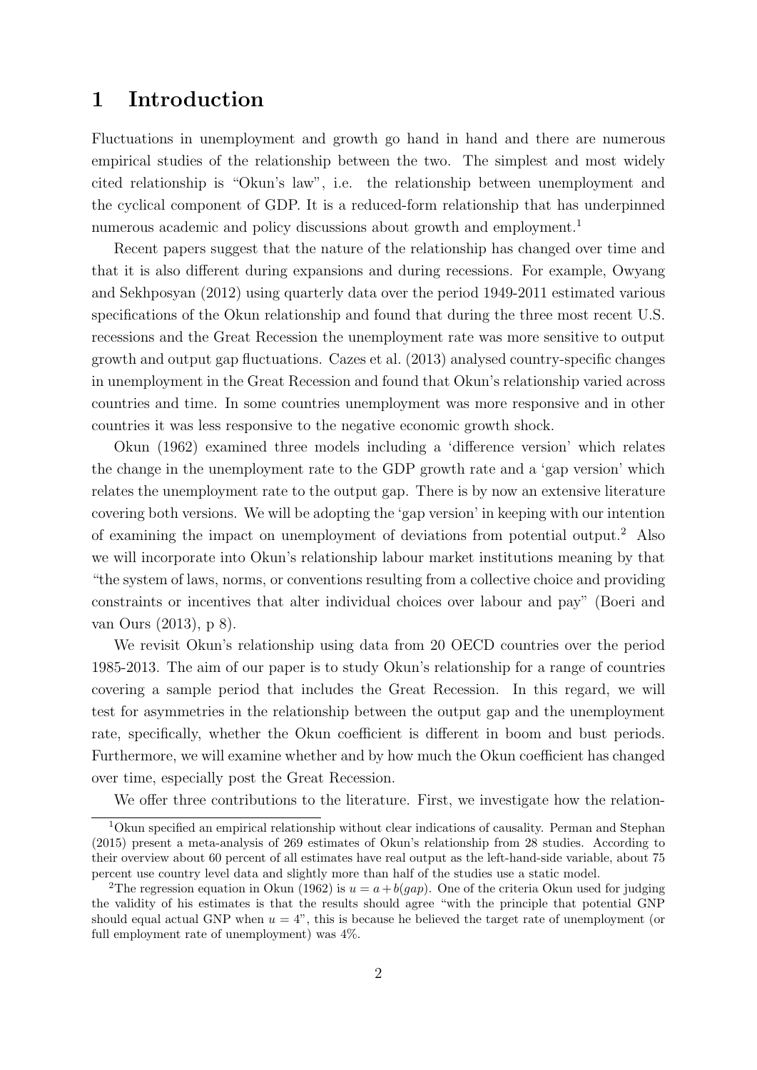# 1 Introduction

Fluctuations in unemployment and growth go hand in hand and there are numerous empirical studies of the relationship between the two. The simplest and most widely cited relationship is "Okun's law", i.e. the relationship between unemployment and the cyclical component of GDP. It is a reduced-form relationship that has underpinned numerous academic and policy discussions about growth and employment.[1]

Recent papers suggest that the nature of the relationship has changed over time and that it is also different during expansions and during recessions. For example, Owyang and Sekhposyan (2012) using quarterly data over the period 1949-2011 estimated various specifications of the Okun relationship and found that during the three most recent U.S. recessions and the Great Recession the unemployment rate was more sensitive to output growth and output gap fluctuations. Cazes et al. (2013) analysed country-specific changes in unemployment in the Great Recession and found that Okun's relationship varied across countries and time. In some countries unemployment was more responsive and in other countries it was less responsive to the negative economic growth shock.

Okun (1962) examined three models including a 'difference version' which relates the change in the unemployment rate to the GDP growth rate and a 'gap version' which relates the unemployment rate to the output gap. There is by now an extensive literature covering both versions. We will be adopting the 'gap version' in keeping with our intention of examining the impact on unemployment of deviations from potential output.[2] Also we will incorporate into Okun's relationship labour market institutions meaning by that "the system of laws, norms, or conventions resulting from a collective choice and providing constraints or incentives that alter individual choices over labour and pay" (Boeri and van Ours (2013), p 8).

We revisit Okun's relationship using data from 20 OECD countries over the period 1985-2013. The aim of our paper is to study Okun's relationship for a range of countries covering a sample period that includes the Great Recession. In this regard, we will test for asymmetries in the relationship between the output gap and the unemployment rate, specifically, whether the Okun coefficient is different in boom and bust periods. Furthermore, we will examine whether and by how much the Okun coefficient has changed over time, especially post the Great Recession.

We offer three contributions to the literature. First, we investigate how the relation-

---

[1] Okun specified an empirical relationship without clear indications of causality. Perman and Stephan (2015) present a meta-analysis of 269 estimates of Okun's relationship from 28 studies. According to their overview about 60 percent of all estimates have real output as the left-hand-side variable, about 75 percent use country level data and slightly more than half of the studies use a static model.

[2] The regression equation in Okun (1962) is $u = a + b(gap)$. One of the criteria Okun used for judging the validity of his estimates is that the results should agree "with the principle that potential GNP should equal actual GNP when $u = 4$", this is because he believed the target rate of unemployment (or full employment rate of unemployment) was 4%.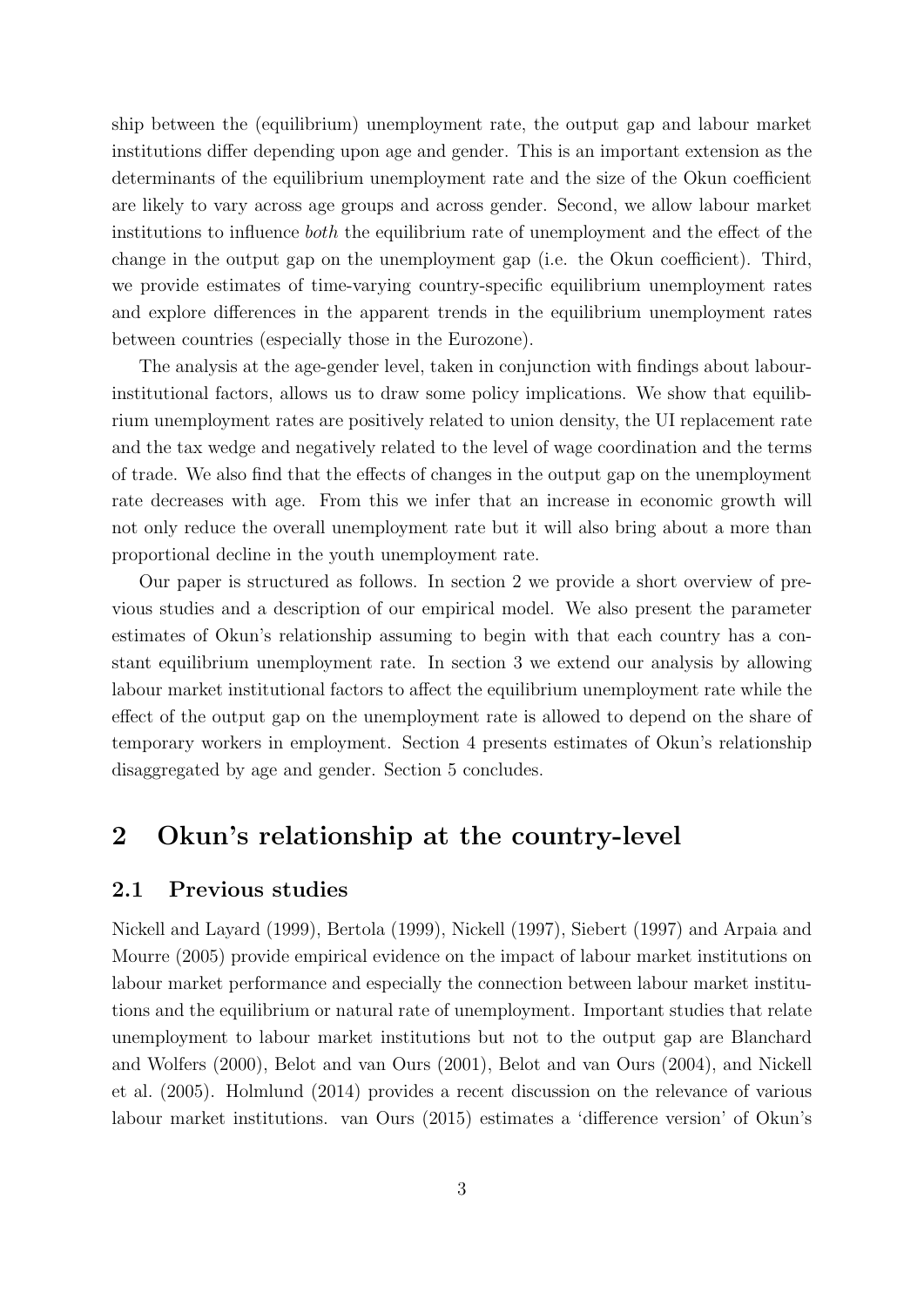ship between the (equilibrium) unemployment rate, the output gap and labour market institutions differ depending upon age and gender. This is an important extension as the determinants of the equilibrium unemployment rate and the size of the Okun coefficient are likely to vary across age groups and across gender. Second, we allow labour market institutions to influence *both* the equilibrium rate of unemployment and the effect of the change in the output gap on the unemployment gap (i.e. the Okun coefficient). Third, we provide estimates of time-varying country-specific equilibrium unemployment rates and explore differences in the apparent trends in the equilibrium unemployment rates between countries (especially those in the Eurozone).

The analysis at the age-gender level, taken in conjunction with findings about labour-institutional factors, allows us to draw some policy implications. We show that equilibrium unemployment rates are positively related to union density, the UI replacement rate and the tax wedge and negatively related to the level of wage coordination and the terms of trade. We also find that the effects of changes in the output gap on the unemployment rate decreases with age. From this we infer that an increase in economic growth will not only reduce the overall unemployment rate but it will also bring about a more than proportional decline in the youth unemployment rate.

Our paper is structured as follows. In section 2 we provide a short overview of previous studies and a description of our empirical model. We also present the parameter estimates of Okun's relationship assuming to begin with that each country has a constant equilibrium unemployment rate. In section 3 we extend our analysis by allowing labour market institutional factors to affect the equilibrium unemployment rate while the effect of the output gap on the unemployment rate is allowed to depend on the share of temporary workers in employment. Section 4 presents estimates of Okun's relationship disaggregated by age and gender. Section 5 concludes.

## 2 Okun's relationship at the country-level

### 2.1 Previous studies

Nickell and Layard (1999), Bertola (1999), Nickell (1997), Siebert (1997) and Arpaia and Mourre (2005) provide empirical evidence on the impact of labour market institutions on labour market performance and especially the connection between labour market institutions and the equilibrium or natural rate of unemployment. Important studies that relate unemployment to labour market institutions but not to the output gap are Blanchard and Wolfers (2000), Belot and van Ours (2001), Belot and van Ours (2004), and Nickell et al. (2005). Holmlund (2014) provides a recent discussion on the relevance of various labour market institutions. van Ours (2015) estimates a 'difference version' of Okun's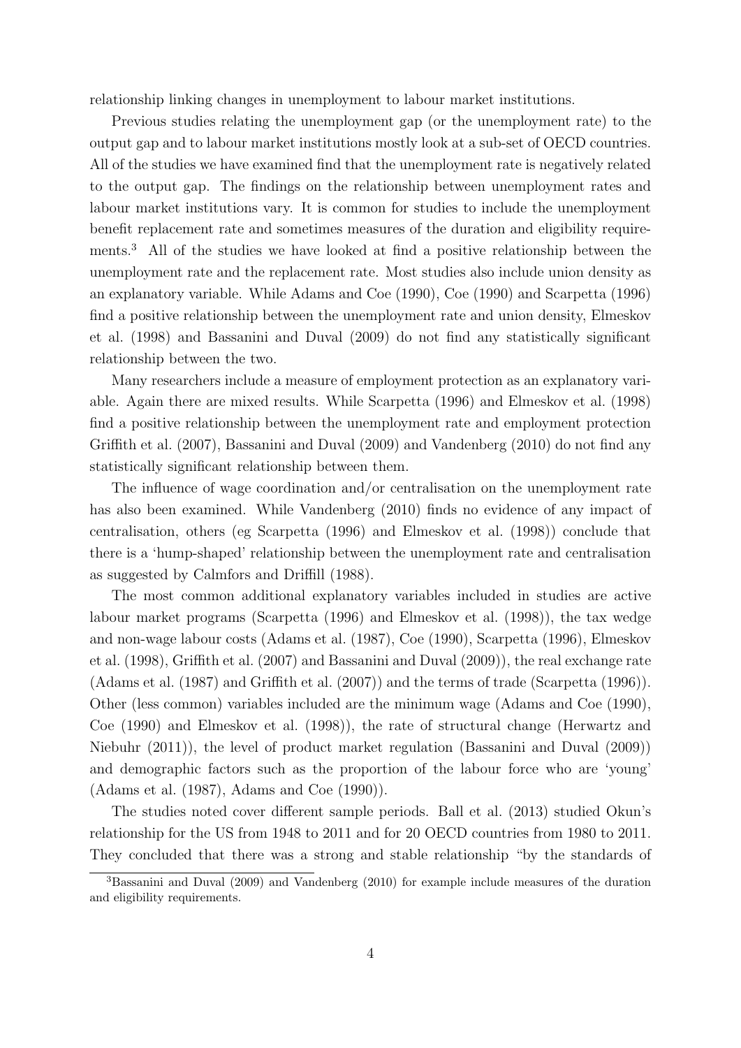relationship linking changes in unemployment to labour market institutions.

Previous studies relating the unemployment gap (or the unemployment rate) to the output gap and to labour market institutions mostly look at a sub-set of OECD countries. All of the studies we have examined find that the unemployment rate is negatively related to the output gap. The findings on the relationship between unemployment rates and labour market institutions vary. It is common for studies to include the unemployment benefit replacement rate and sometimes measures of the duration and eligibility requirements.[3] All of the studies we have looked at find a positive relationship between the unemployment rate and the replacement rate. Most studies also include union density as an explanatory variable. While Adams and Coe (1990), Coe (1990) and Scarpetta (1996) find a positive relationship between the unemployment rate and union density, Elmeskov et al. (1998) and Bassanini and Duval (2009) do not find any statistically significant relationship between the two.

Many researchers include a measure of employment protection as an explanatory variable. Again there are mixed results. While Scarpetta (1996) and Elmeskov et al. (1998) find a positive relationship between the unemployment rate and employment protection Griffith et al. (2007), Bassanini and Duval (2009) and Vandenberg (2010) do not find any statistically significant relationship between them.

The influence of wage coordination and/or centralisation on the unemployment rate has also been examined. While Vandenberg (2010) finds no evidence of any impact of centralisation, others (eg Scarpetta (1996) and Elmeskov et al. (1998)) conclude that there is a 'hump-shaped' relationship between the unemployment rate and centralisation as suggested by Calmfors and Driffill (1988).

The most common additional explanatory variables included in studies are active labour market programs (Scarpetta (1996) and Elmeskov et al. (1998)), the tax wedge and non-wage labour costs (Adams et al. (1987), Coe (1990), Scarpetta (1996), Elmeskov et al. (1998), Griffith et al. (2007) and Bassanini and Duval (2009)), the real exchange rate (Adams et al. (1987) and Griffith et al. (2007)) and the terms of trade (Scarpetta (1996)). Other (less common) variables included are the minimum wage (Adams and Coe (1990), Coe (1990) and Elmeskov et al. (1998)), the rate of structural change (Herwartz and Niebuhr (2011)), the level of product market regulation (Bassanini and Duval (2009)) and demographic factors such as the proportion of the labour force who are 'young' (Adams et al. (1987), Adams and Coe (1990)).

The studies noted cover different sample periods. Ball et al. (2013) studied Okun's relationship for the US from 1948 to 2011 and for 20 OECD countries from 1980 to 2011. They concluded that there was a strong and stable relationship "by the standards of

[3] Bassanini and Duval (2009) and Vandenberg (2010) for example include measures of the duration and eligibility requirements.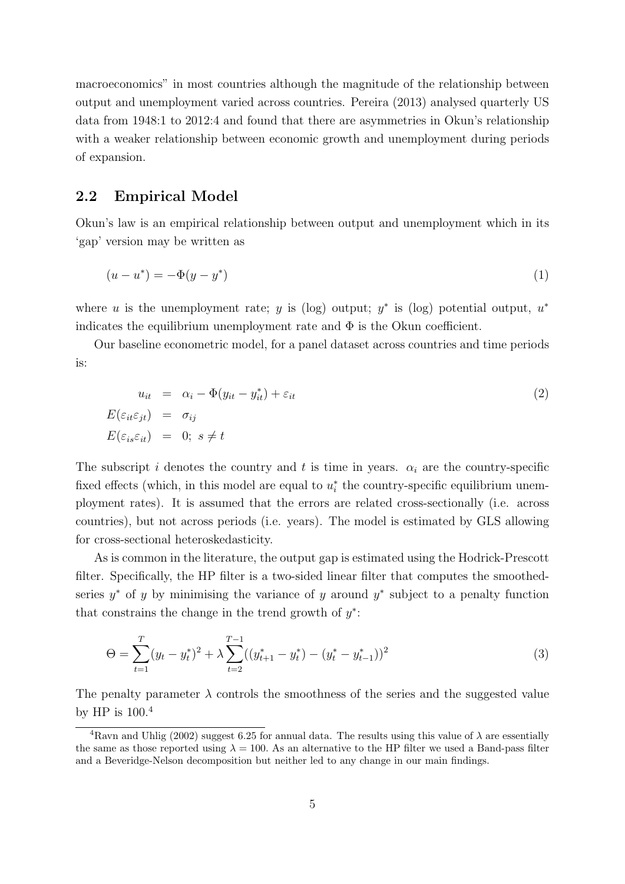macroeconomics" in most countries although the magnitude of the relationship between output and unemployment varied across countries. Pereira (2013) analysed quarterly US data from 1948:1 to 2012:4 and found that there are asymmetries in Okun's relationship with a weaker relationship between economic growth and unemployment during periods of expansion.

## 2.2 Empirical Model

Okun's law is an empirical relationship between output and unemployment which in its 'gap' version may be written as

$$(u - u^*) = -\Phi(y - y^*) \tag{1}$$

where $u$ is the unemployment rate; $y$ is (log) output; $y^*$ is (log) potential output, $u^*$ indicates the equilibrium unemployment rate and $\Phi$ is the Okun coefficient.

Our baseline econometric model, for a panel dataset across countries and time periods is:

$$\begin{aligned} u_{it} &= \alpha_i - \Phi(y_{it} - y^*_{it}) + \varepsilon_{it} \\ E(\varepsilon_{it}\varepsilon_{jt}) &= \sigma_{ij} \\ E(\varepsilon_{is}\varepsilon_{it}) &= 0;\ s \neq t \end{aligned} \tag{2}$$

The subscript $i$ denotes the country and $t$ is time in years. $\alpha_i$ are the country-specific fixed effects (which, in this model are equal to $u^*_i$ the country-specific equilibrium unemployment rates). It is assumed that the errors are related cross-sectionally (i.e. across countries), but not across periods (i.e. years). The model is estimated by GLS allowing for cross-sectional heteroskedasticity.

As is common in the literature, the output gap is estimated using the Hodrick-Prescott filter. Specifically, the HP filter is a two-sided linear filter that computes the smoothed-series $y^*$ of $y$ by minimising the variance of $y$ around $y^*$ subject to a penalty function that constrains the change in the trend growth of $y^*$:

$$\Theta = \sum_{t=1}^{T}(y_t - y^*_t)^2 + \lambda \sum_{t=2}^{T-1}((y^*_{t+1} - y^*_t) - (y^*_t - y^*_{t-1}))^2 \tag{3}$$

The penalty parameter $\lambda$ controls the smoothness of the series and the suggested value by HP is 100.[4]

[4] Ravn and Uhlig (2002) suggest 6.25 for annual data. The results using this value of $\lambda$ are essentially the same as those reported using $\lambda = 100$. As an alternative to the HP filter we used a Band-pass filter and a Beveridge-Nelson decomposition but neither led to any change in our main findings.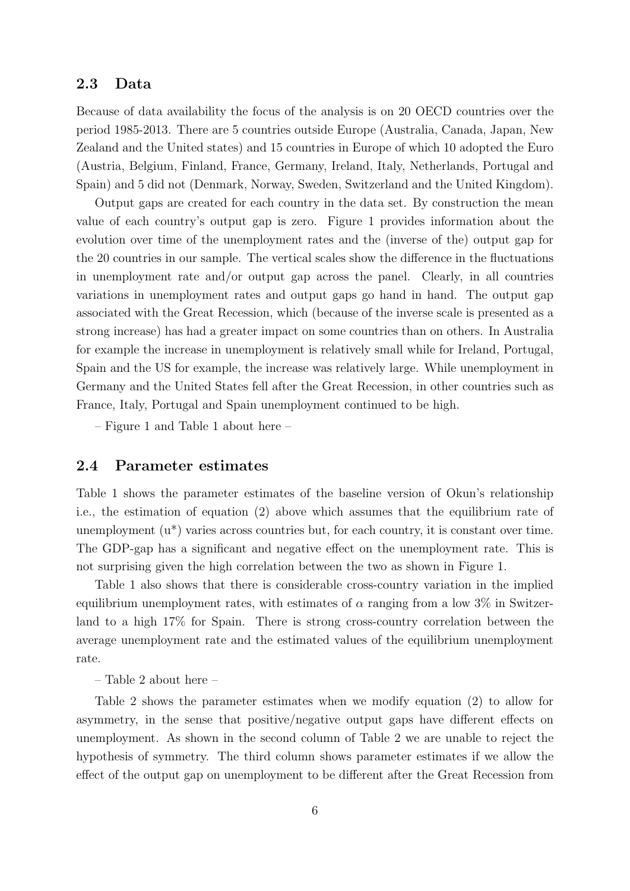### 2.3 Data

Because of data availability the focus of the analysis is on 20 OECD countries over the period 1985-2013. There are 5 countries outside Europe (Australia, Canada, Japan, New Zealand and the United states) and 15 countries in Europe of which 10 adopted the Euro (Austria, Belgium, Finland, France, Germany, Ireland, Italy, Netherlands, Portugal and Spain) and 5 did not (Denmark, Norway, Sweden, Switzerland and the United Kingdom).

Output gaps are created for each country in the data set. By construction the mean value of each country's output gap is zero. Figure 1 provides information about the evolution over time of the unemployment rates and the (inverse of the) output gap for the 20 countries in our sample. The vertical scales show the difference in the fluctuations in unemployment rate and/or output gap across the panel. Clearly, in all countries variations in unemployment rates and output gaps go hand in hand. The output gap associated with the Great Recession, which (because of the inverse scale is presented as a strong increase) has had a greater impact on some countries than on others. In Australia for example the increase in unemployment is relatively small while for Ireland, Portugal, Spain and the US for example, the increase was relatively large. While unemployment in Germany and the United States fell after the Great Recession, in other countries such as France, Italy, Portugal and Spain unemployment continued to be high.

– Figure 1 and Table 1 about here –

### 2.4 Parameter estimates

Table 1 shows the parameter estimates of the baseline version of Okun's relationship i.e., the estimation of equation (2) above which assumes that the equilibrium rate of unemployment ($u^*$) varies across countries but, for each country, it is constant over time. The GDP-gap has a significant and negative effect on the unemployment rate. This is not surprising given the high correlation between the two as shown in Figure 1.

Table 1 also shows that there is considerable cross-country variation in the implied equilibrium unemployment rates, with estimates of $\alpha$ ranging from a low 3% in Switzerland to a high 17% for Spain. There is strong cross-country correlation between the average unemployment rate and the estimated values of the equilibrium unemployment rate.

– Table 2 about here –

Table 2 shows the parameter estimates when we modify equation (2) to allow for asymmetry, in the sense that positive/negative output gaps have different effects on unemployment. As shown in the second column of Table 2 we are unable to reject the hypothesis of symmetry. The third column shows parameter estimates if we allow the effect of the output gap on unemployment to be different after the Great Recession from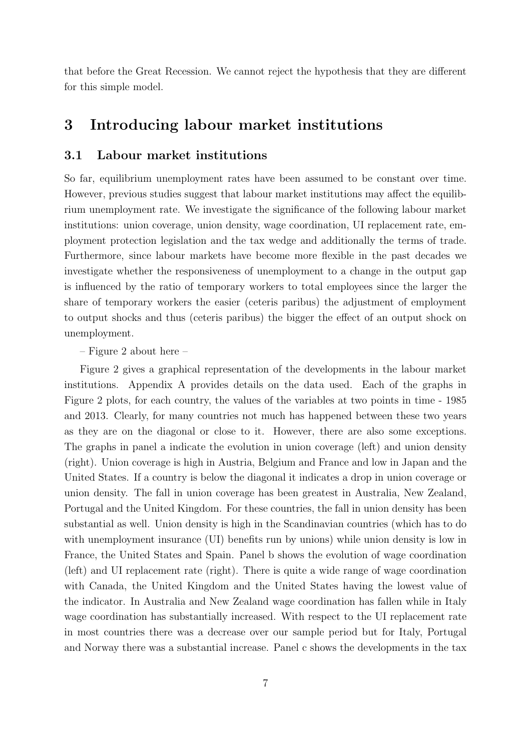that before the Great Recession. We cannot reject the hypothesis that they are different for this simple model.

# 3 Introducing labour market institutions

## 3.1 Labour market institutions

So far, equilibrium unemployment rates have been assumed to be constant over time. However, previous studies suggest that labour market institutions may affect the equilibrium unemployment rate. We investigate the significance of the following labour market institutions: union coverage, union density, wage coordination, UI replacement rate, employment protection legislation and the tax wedge and additionally the terms of trade. Furthermore, since labour markets have become more flexible in the past decades we investigate whether the responsiveness of unemployment to a change in the output gap is influenced by the ratio of temporary workers to total employees since the larger the share of temporary workers the easier (ceteris paribus) the adjustment of employment to output shocks and thus (ceteris paribus) the bigger the effect of an output shock on unemployment.

– Figure 2 about here –

Figure 2 gives a graphical representation of the developments in the labour market institutions. Appendix A provides details on the data used. Each of the graphs in Figure 2 plots, for each country, the values of the variables at two points in time - 1985 and 2013. Clearly, for many countries not much has happened between these two years as they are on the diagonal or close to it. However, there are also some exceptions. The graphs in panel a indicate the evolution in union coverage (left) and union density (right). Union coverage is high in Austria, Belgium and France and low in Japan and the United States. If a country is below the diagonal it indicates a drop in union coverage or union density. The fall in union coverage has been greatest in Australia, New Zealand, Portugal and the United Kingdom. For these countries, the fall in union density has been substantial as well. Union density is high in the Scandinavian countries (which has to do with unemployment insurance (UI) benefits run by unions) while union density is low in France, the United States and Spain. Panel b shows the evolution of wage coordination (left) and UI replacement rate (right). There is quite a wide range of wage coordination with Canada, the United Kingdom and the United States having the lowest value of the indicator. In Australia and New Zealand wage coordination has fallen while in Italy wage coordination has substantially increased. With respect to the UI replacement rate in most countries there was a decrease over our sample period but for Italy, Portugal and Norway there was a substantial increase. Panel c shows the developments in the tax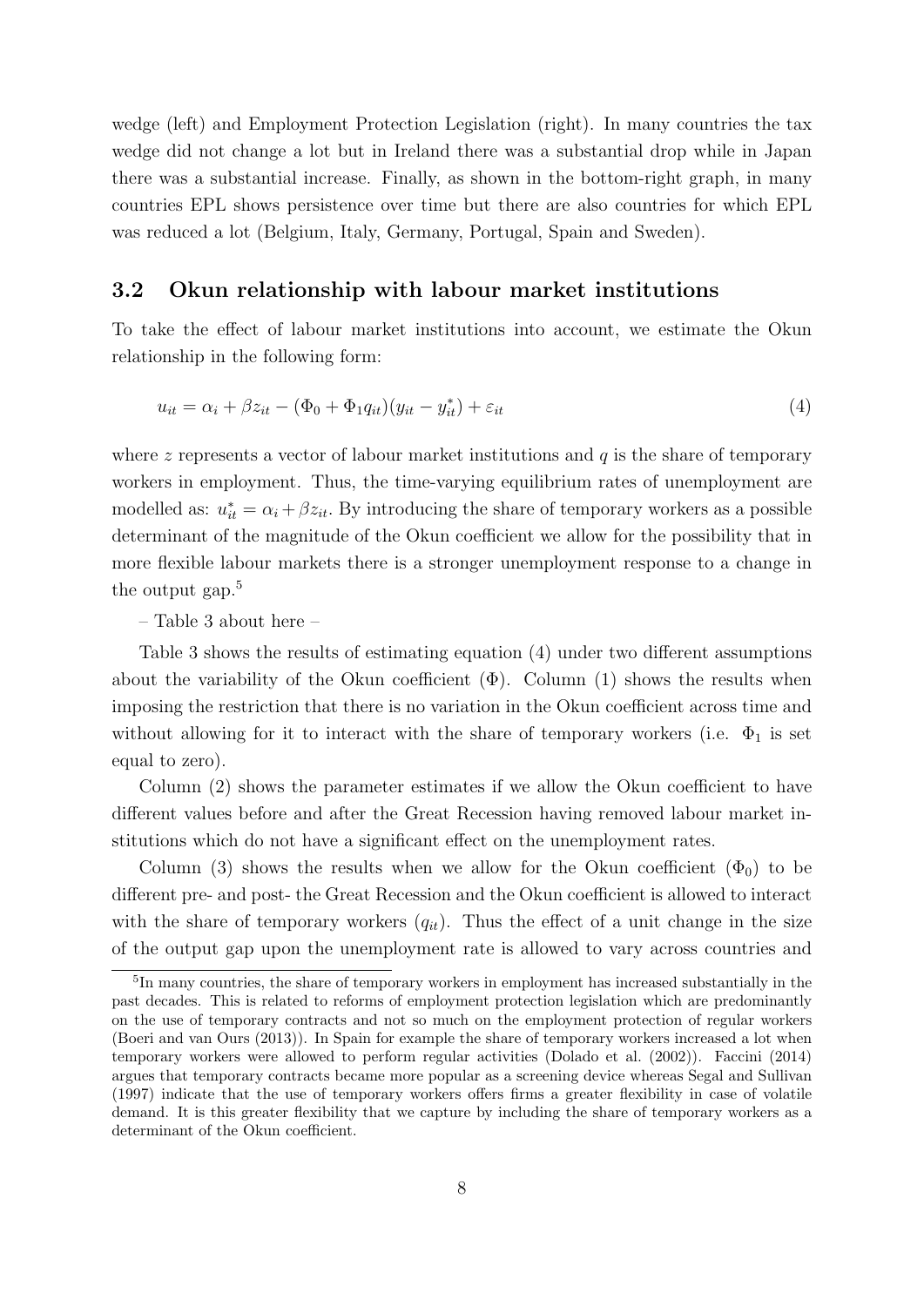wedge (left) and Employment Protection Legislation (right). In many countries the tax wedge did not change a lot but in Ireland there was a substantial drop while in Japan there was a substantial increase. Finally, as shown in the bottom-right graph, in many countries EPL shows persistence over time but there are also countries for which EPL was reduced a lot (Belgium, Italy, Germany, Portugal, Spain and Sweden).

### 3.2 Okun relationship with labour market institutions

To take the effect of labour market institutions into account, we estimate the Okun relationship in the following form:

$$u_{it} = \alpha_i + \beta z_{it} - (\Phi_0 + \Phi_1 q_{it})(y_{it} - y^*_{it}) + \varepsilon_{it} \tag{4}$$

where $z$ represents a vector of labour market institutions and $q$ is the share of temporary workers in employment. Thus, the time-varying equilibrium rates of unemployment are modelled as: $u^*_{it} = \alpha_i + \beta z_{it}$. By introducing the share of temporary workers as a possible determinant of the magnitude of the Okun coefficient we allow for the possibility that in more flexible labour markets there is a stronger unemployment response to a change in the output gap.[5]

– Table 3 about here –

Table 3 shows the results of estimating equation (4) under two different assumptions about the variability of the Okun coefficient ($\Phi$). Column (1) shows the results when imposing the restriction that there is no variation in the Okun coefficient across time and without allowing for it to interact with the share of temporary workers (i.e. $\Phi_1$ is set equal to zero).

Column (2) shows the parameter estimates if we allow the Okun coefficient to have different values before and after the Great Recession having removed labour market institutions which do not have a significant effect on the unemployment rates.

Column (3) shows the results when we allow for the Okun coefficient ($\Phi_0$) to be different pre- and post- the Great Recession and the Okun coefficient is allowed to interact with the share of temporary workers ($q_{it}$). Thus the effect of a unit change in the size of the output gap upon the unemployment rate is allowed to vary across countries and

[5] In many countries, the share of temporary workers in employment has increased substantially in the past decades. This is related to reforms of employment protection legislation which are predominantly on the use of temporary contracts and not so much on the employment protection of regular workers (Boeri and van Ours (2013)). In Spain for example the share of temporary workers increased a lot when temporary workers were allowed to perform regular activities (Dolado et al. (2002)). Faccini (2014) argues that temporary contracts became more popular as a screening device whereas Segal and Sullivan (1997) indicate that the use of temporary workers offers firms a greater flexibility in case of volatile demand. It is this greater flexibility that we capture by including the share of temporary workers as a determinant of the Okun coefficient.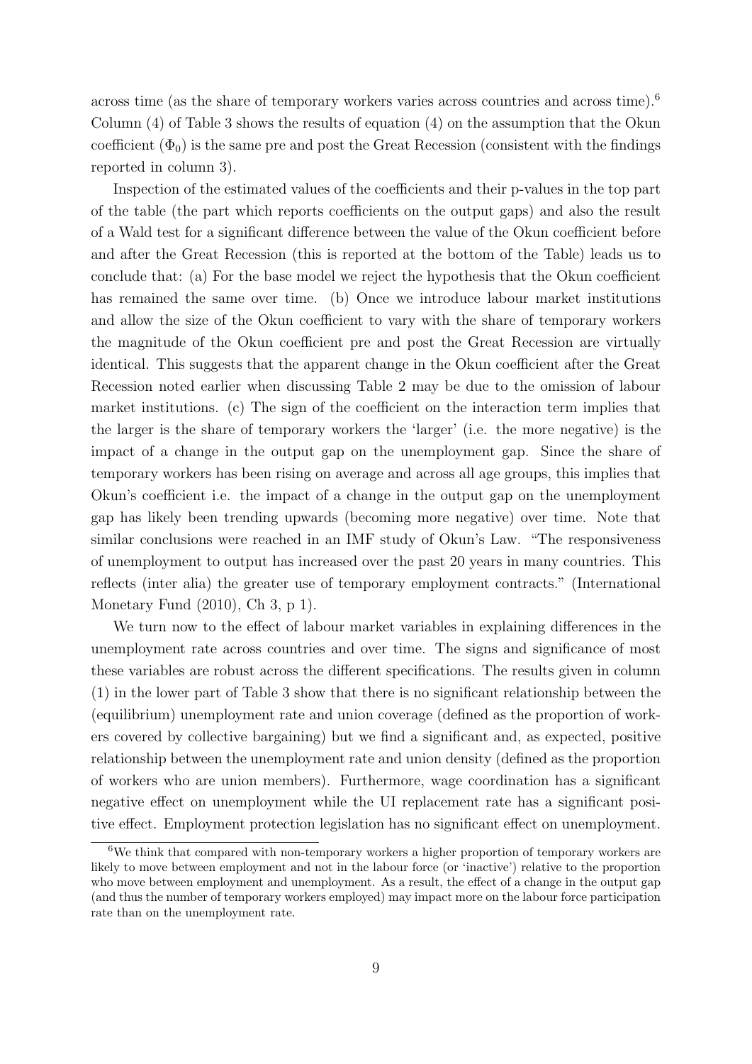across time (as the share of temporary workers varies across countries and across time).[6] Column (4) of Table 3 shows the results of equation (4) on the assumption that the Okun coefficient ($\Phi_0$) is the same pre and post the Great Recession (consistent with the findings reported in column 3).

Inspection of the estimated values of the coefficients and their p-values in the top part of the table (the part which reports coefficients on the output gaps) and also the result of a Wald test for a significant difference between the value of the Okun coefficient before and after the Great Recession (this is reported at the bottom of the Table) leads us to conclude that: (a) For the base model we reject the hypothesis that the Okun coefficient has remained the same over time. (b) Once we introduce labour market institutions and allow the size of the Okun coefficient to vary with the share of temporary workers the magnitude of the Okun coefficient pre and post the Great Recession are virtually identical. This suggests that the apparent change in the Okun coefficient after the Great Recession noted earlier when discussing Table 2 may be due to the omission of labour market institutions. (c) The sign of the coefficient on the interaction term implies that the larger is the share of temporary workers the 'larger' (i.e. the more negative) is the impact of a change in the output gap on the unemployment gap. Since the share of temporary workers has been rising on average and across all age groups, this implies that Okun's coefficient i.e. the impact of a change in the output gap on the unemployment gap has likely been trending upwards (becoming more negative) over time. Note that similar conclusions were reached in an IMF study of Okun's Law. "The responsiveness of unemployment to output has increased over the past 20 years in many countries. This reflects (inter alia) the greater use of temporary employment contracts." (International Monetary Fund (2010), Ch 3, p 1).

We turn now to the effect of labour market variables in explaining differences in the unemployment rate across countries and over time. The signs and significance of most these variables are robust across the different specifications. The results given in column (1) in the lower part of Table 3 show that there is no significant relationship between the (equilibrium) unemployment rate and union coverage (defined as the proportion of workers covered by collective bargaining) but we find a significant and, as expected, positive relationship between the unemployment rate and union density (defined as the proportion of workers who are union members). Furthermore, wage coordination has a significant negative effect on unemployment while the UI replacement rate has a significant positive effect. Employment protection legislation has no significant effect on unemployment.

[6] We think that compared with non-temporary workers a higher proportion of temporary workers are likely to move between employment and not in the labour force (or 'inactive') relative to the proportion who move between employment and unemployment. As a result, the effect of a change in the output gap (and thus the number of temporary workers employed) may impact more on the labour force participation rate than on the unemployment rate.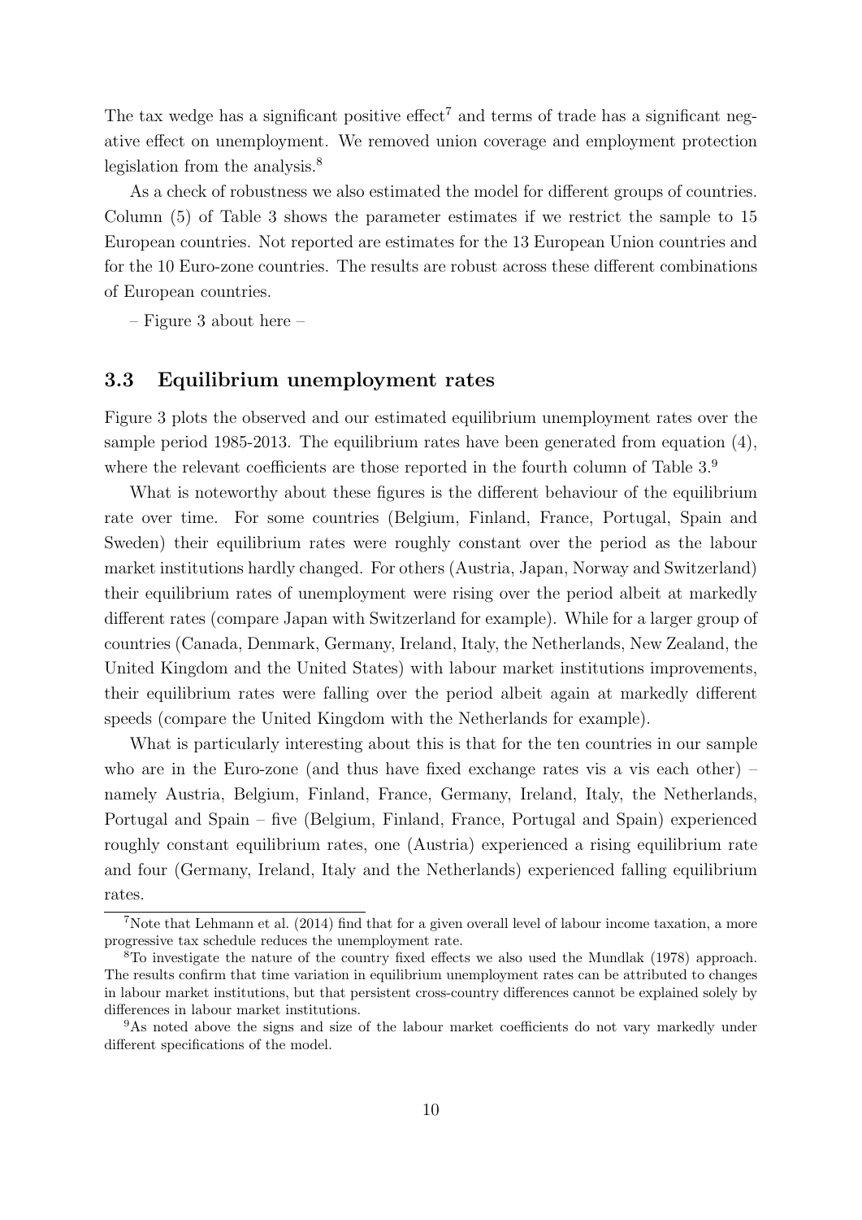The tax wedge has a significant positive effect[7] and terms of trade has a significant negative effect on unemployment. We removed union coverage and employment protection legislation from the analysis.[8]

As a check of robustness we also estimated the model for different groups of countries. Column (5) of Table 3 shows the parameter estimates if we restrict the sample to 15 European countries. Not reported are estimates for the 13 European Union countries and for the 10 Euro-zone countries. The results are robust across these different combinations of European countries.

– Figure 3 about here –

### 3.3 Equilibrium unemployment rates

Figure 3 plots the observed and our estimated equilibrium unemployment rates over the sample period 1985-2013. The equilibrium rates have been generated from equation (4), where the relevant coefficients are those reported in the fourth column of Table 3.[9]

What is noteworthy about these figures is the different behaviour of the equilibrium rate over time. For some countries (Belgium, Finland, France, Portugal, Spain and Sweden) their equilibrium rates were roughly constant over the period as the labour market institutions hardly changed. For others (Austria, Japan, Norway and Switzerland) their equilibrium rates of unemployment were rising over the period albeit at markedly different rates (compare Japan with Switzerland for example). While for a larger group of countries (Canada, Denmark, Germany, Ireland, Italy, the Netherlands, New Zealand, the United Kingdom and the United States) with labour market institutions improvements, their equilibrium rates were falling over the period albeit again at markedly different speeds (compare the United Kingdom with the Netherlands for example).

What is particularly interesting about this is that for the ten countries in our sample who are in the Euro-zone (and thus have fixed exchange rates vis a vis each other) – namely Austria, Belgium, Finland, France, Germany, Ireland, Italy, the Netherlands, Portugal and Spain – five (Belgium, Finland, France, Portugal and Spain) experienced roughly constant equilibrium rates, one (Austria) experienced a rising equilibrium rate and four (Germany, Ireland, Italy and the Netherlands) experienced falling equilibrium rates.

---

[7] Note that Lehmann et al. (2014) find that for a given overall level of labour income taxation, a more progressive tax schedule reduces the unemployment rate.

[8] To investigate the nature of the country fixed effects we also used the Mundlak (1978) approach. The results confirm that time variation in equilibrium unemployment rates can be attributed to changes in labour market institutions, but that persistent cross-country differences cannot be explained solely by differences in labour market institutions.

[9] As noted above the signs and size of the labour market coefficients do not vary markedly under different specifications of the model.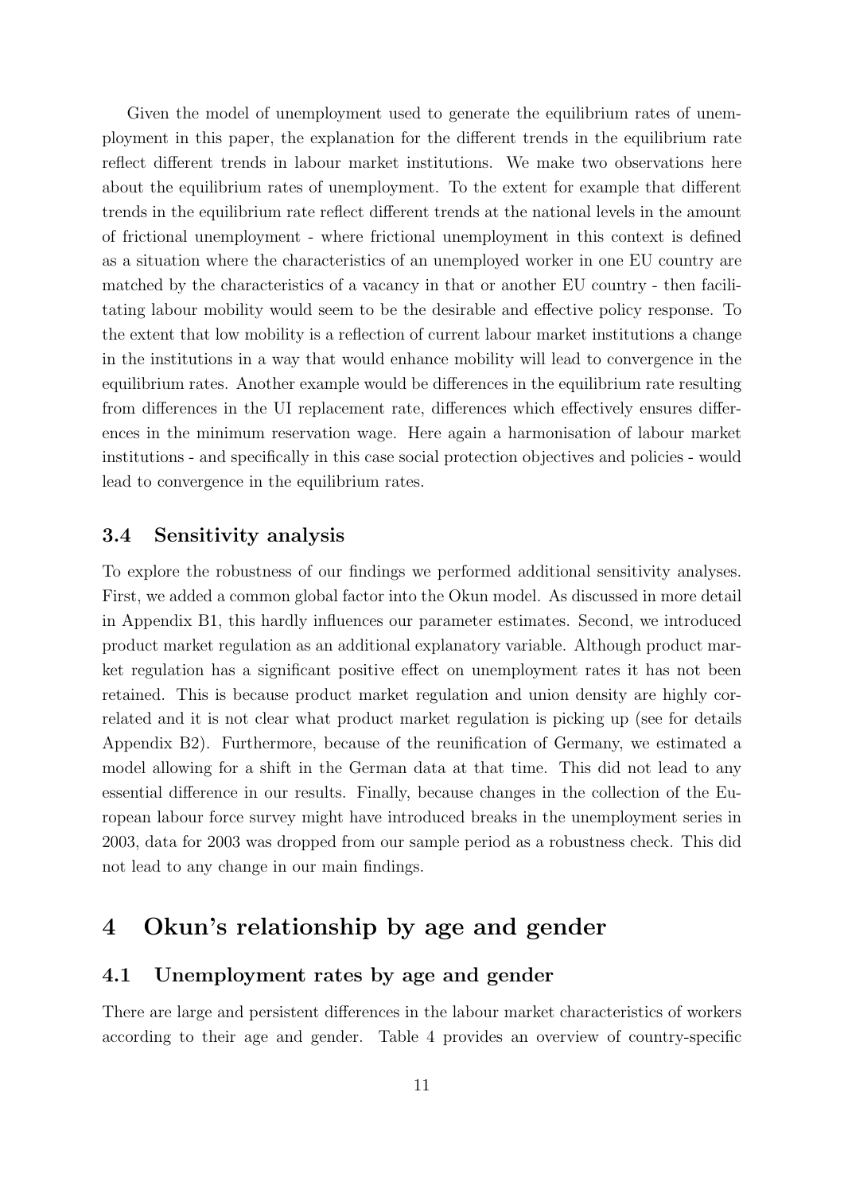Given the model of unemployment used to generate the equilibrium rates of unemployment in this paper, the explanation for the different trends in the equilibrium rate reflect different trends in labour market institutions. We make two observations here about the equilibrium rates of unemployment. To the extent for example that different trends in the equilibrium rate reflect different trends at the national levels in the amount of frictional unemployment - where frictional unemployment in this context is defined as a situation where the characteristics of an unemployed worker in one EU country are matched by the characteristics of a vacancy in that or another EU country - then facilitating labour mobility would seem to be the desirable and effective policy response. To the extent that low mobility is a reflection of current labour market institutions a change in the institutions in a way that would enhance mobility will lead to convergence in the equilibrium rates. Another example would be differences in the equilibrium rate resulting from differences in the UI replacement rate, differences which effectively ensures differences in the minimum reservation wage. Here again a harmonisation of labour market institutions - and specifically in this case social protection objectives and policies - would lead to convergence in the equilibrium rates.

### 3.4 Sensitivity analysis

To explore the robustness of our findings we performed additional sensitivity analyses. First, we added a common global factor into the Okun model. As discussed in more detail in Appendix B1, this hardly influences our parameter estimates. Second, we introduced product market regulation as an additional explanatory variable. Although product market regulation has a significant positive effect on unemployment rates it has not been retained. This is because product market regulation and union density are highly correlated and it is not clear what product market regulation is picking up (see for details Appendix B2). Furthermore, because of the reunification of Germany, we estimated a model allowing for a shift in the German data at that time. This did not lead to any essential difference in our results. Finally, because changes in the collection of the European labour force survey might have introduced breaks in the unemployment series in 2003, data for 2003 was dropped from our sample period as a robustness check. This did not lead to any change in our main findings.

## 4 Okun's relationship by age and gender

### 4.1 Unemployment rates by age and gender

There are large and persistent differences in the labour market characteristics of workers according to their age and gender. Table 4 provides an overview of country-specific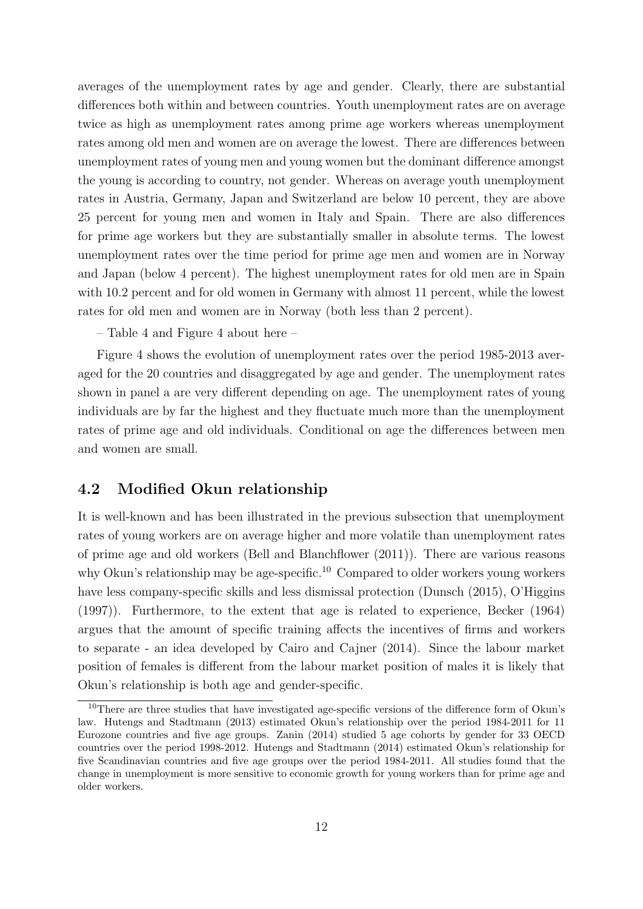averages of the unemployment rates by age and gender. Clearly, there are substantial differences both within and between countries. Youth unemployment rates are on average twice as high as unemployment rates among prime age workers whereas unemployment rates among old men and women are on average the lowest. There are differences between unemployment rates of young men and young women but the dominant difference amongst the young is according to country, not gender. Whereas on average youth unemployment rates in Austria, Germany, Japan and Switzerland are below 10 percent, they are above 25 percent for young men and women in Italy and Spain. There are also differences for prime age workers but they are substantially smaller in absolute terms. The lowest unemployment rates over the time period for prime age men and women are in Norway and Japan (below 4 percent). The highest unemployment rates for old men are in Spain with 10.2 percent and for old women in Germany with almost 11 percent, while the lowest rates for old men and women are in Norway (both less than 2 percent).

– Table 4 and Figure 4 about here –

Figure 4 shows the evolution of unemployment rates over the period 1985-2013 averaged for the 20 countries and disaggregated by age and gender. The unemployment rates shown in panel a are very different depending on age. The unemployment rates of young individuals are by far the highest and they fluctuate much more than the unemployment rates of prime age and old individuals. Conditional on age the differences between men and women are small.

## 4.2 Modified Okun relationship

It is well-known and has been illustrated in the previous subsection that unemployment rates of young workers are on average higher and more volatile than unemployment rates of prime age and old workers (Bell and Blanchflower (2011)). There are various reasons why Okun's relationship may be age-specific.[10] Compared to older workers young workers have less company-specific skills and less dismissal protection (Dunsch (2015), O'Higgins (1997)). Furthermore, to the extent that age is related to experience, Becker (1964) argues that the amount of specific training affects the incentives of firms and workers to separate - an idea developed by Cairo and Cajner (2014). Since the labour market position of females is different from the labour market position of males it is likely that Okun's relationship is both age and gender-specific.

[10] There are three studies that have investigated age-specific versions of the difference form of Okun's law. Hutengs and Stadtmann (2013) estimated Okun's relationship over the period 1984-2011 for 11 Eurozone countries and five age groups. Zanin (2014) studied 5 age cohorts by gender for 33 OECD countries over the period 1998-2012. Hutengs and Stadtmann (2014) estimated Okun's relationship for five Scandinavian countries and five age groups over the period 1984-2011. All studies found that the change in unemployment is more sensitive to economic growth for young workers than for prime age and older workers.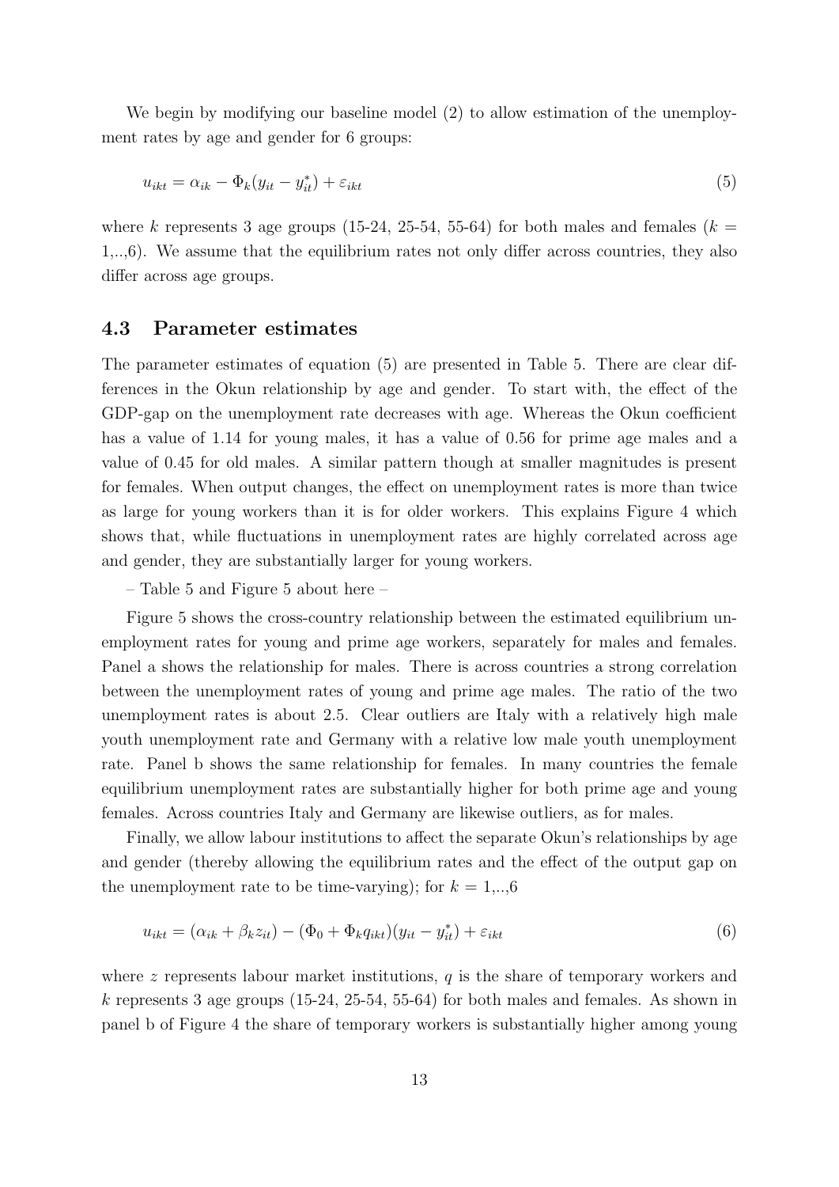We begin by modifying our baseline model (2) to allow estimation of the unemployment rates by age and gender for 6 groups:

$$u_{ikt} = \alpha_{ik} - \Phi_k(y_{it} - y^*_{it}) + \varepsilon_{ikt} \tag{5}$$

where $k$ represents 3 age groups (15-24, 25-54, 55-64) for both males and females ($k = 1,..,6$). We assume that the equilibrium rates not only differ across countries, they also differ across age groups.

### 4.3 Parameter estimates

The parameter estimates of equation (5) are presented in Table 5. There are clear differences in the Okun relationship by age and gender. To start with, the effect of the GDP-gap on the unemployment rate decreases with age. Whereas the Okun coefficient has a value of 1.14 for young males, it has a value of 0.56 for prime age males and a value of 0.45 for old males. A similar pattern though at smaller magnitudes is present for females. When output changes, the effect on unemployment rates is more than twice as large for young workers than it is for older workers. This explains Figure 4 which shows that, while fluctuations in unemployment rates are highly correlated across age and gender, they are substantially larger for young workers.

– Table 5 and Figure 5 about here –

Figure 5 shows the cross-country relationship between the estimated equilibrium unemployment rates for young and prime age workers, separately for males and females. Panel a shows the relationship for males. There is across countries a strong correlation between the unemployment rates of young and prime age males. The ratio of the two unemployment rates is about 2.5. Clear outliers are Italy with a relatively high male youth unemployment rate and Germany with a relative low male youth unemployment rate. Panel b shows the same relationship for females. In many countries the female equilibrium unemployment rates are substantially higher for both prime age and young females. Across countries Italy and Germany are likewise outliers, as for males.

Finally, we allow labour institutions to affect the separate Okun's relationships by age and gender (thereby allowing the equilibrium rates and the effect of the output gap on the unemployment rate to be time-varying); for $k = 1,..,6$

$$u_{ikt} = (\alpha_{ik} + \beta_k z_{it}) - (\Phi_0 + \Phi_k q_{ikt})(y_{it} - y^*_{it}) + \varepsilon_{ikt} \tag{6}$$

where $z$ represents labour market institutions, $q$ is the share of temporary workers and $k$ represents 3 age groups (15-24, 25-54, 55-64) for both males and females. As shown in panel b of Figure 4 the share of temporary workers is substantially higher among young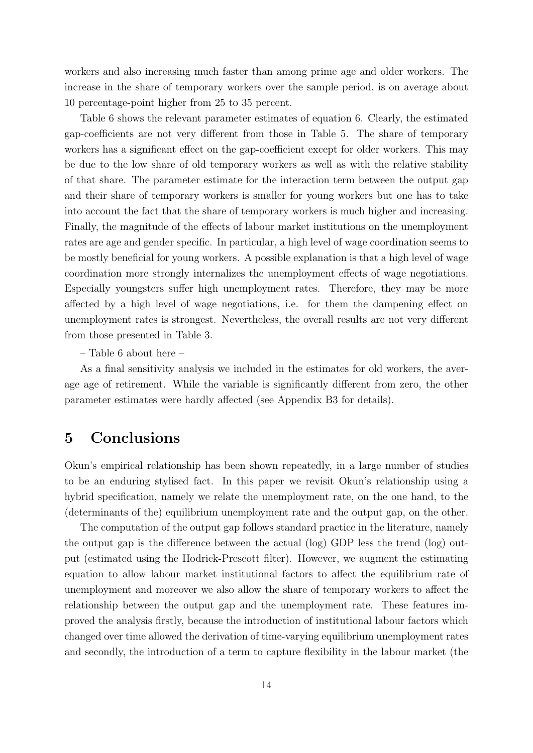workers and also increasing much faster than among prime age and older workers. The increase in the share of temporary workers over the sample period, is on average about 10 percentage-point higher from 25 to 35 percent.

Table 6 shows the relevant parameter estimates of equation 6. Clearly, the estimated gap-coefficients are not very different from those in Table 5. The share of temporary workers has a significant effect on the gap-coefficient except for older workers. This may be due to the low share of old temporary workers as well as with the relative stability of that share. The parameter estimate for the interaction term between the output gap and their share of temporary workers is smaller for young workers but one has to take into account the fact that the share of temporary workers is much higher and increasing. Finally, the magnitude of the effects of labour market institutions on the unemployment rates are age and gender specific. In particular, a high level of wage coordination seems to be mostly beneficial for young workers. A possible explanation is that a high level of wage coordination more strongly internalizes the unemployment effects of wage negotiations. Especially youngsters suffer high unemployment rates. Therefore, they may be more affected by a high level of wage negotiations, i.e. for them the dampening effect on unemployment rates is strongest. Nevertheless, the overall results are not very different from those presented in Table 3.

– Table 6 about here –

As a final sensitivity analysis we included in the estimates for old workers, the average age of retirement. While the variable is significantly different from zero, the other parameter estimates were hardly affected (see Appendix B3 for details).

# 5 Conclusions

Okun's empirical relationship has been shown repeatedly, in a large number of studies to be an enduring stylised fact. In this paper we revisit Okun's relationship using a hybrid specification, namely we relate the unemployment rate, on the one hand, to the (determinants of the) equilibrium unemployment rate and the output gap, on the other.

The computation of the output gap follows standard practice in the literature, namely the output gap is the difference between the actual (log) GDP less the trend (log) output (estimated using the Hodrick-Prescott filter). However, we augment the estimating equation to allow labour market institutional factors to affect the equilibrium rate of unemployment and moreover we also allow the share of temporary workers to affect the relationship between the output gap and the unemployment rate. These features improved the analysis firstly, because the introduction of institutional labour factors which changed over time allowed the derivation of time-varying equilibrium unemployment rates and secondly, the introduction of a term to capture flexibility in the labour market (the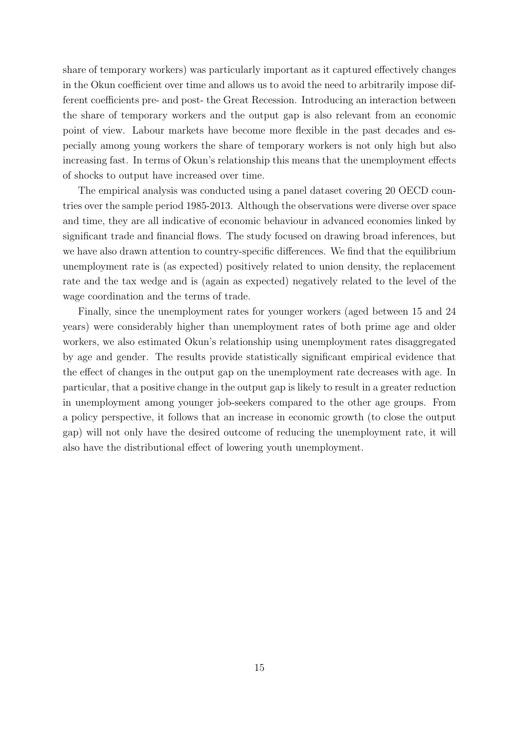share of temporary workers) was particularly important as it captured effectively changes in the Okun coefficient over time and allows us to avoid the need to arbitrarily impose different coefficients pre- and post- the Great Recession. Introducing an interaction between the share of temporary workers and the output gap is also relevant from an economic point of view. Labour markets have become more flexible in the past decades and especially among young workers the share of temporary workers is not only high but also increasing fast. In terms of Okun's relationship this means that the unemployment effects of shocks to output have increased over time.

The empirical analysis was conducted using a panel dataset covering 20 OECD countries over the sample period 1985-2013. Although the observations were diverse over space and time, they are all indicative of economic behaviour in advanced economies linked by significant trade and financial flows. The study focused on drawing broad inferences, but we have also drawn attention to country-specific differences. We find that the equilibrium unemployment rate is (as expected) positively related to union density, the replacement rate and the tax wedge and is (again as expected) negatively related to the level of the wage coordination and the terms of trade.

Finally, since the unemployment rates for younger workers (aged between 15 and 24 years) were considerably higher than unemployment rates of both prime age and older workers, we also estimated Okun's relationship using unemployment rates disaggregated by age and gender. The results provide statistically significant empirical evidence that the effect of changes in the output gap on the unemployment rate decreases with age. In particular, that a positive change in the output gap is likely to result in a greater reduction in unemployment among younger job-seekers compared to the other age groups. From a policy perspective, it follows that an increase in economic growth (to close the output gap) will not only have the desired outcome of reducing the unemployment rate, it will also have the distributional effect of lowering youth unemployment.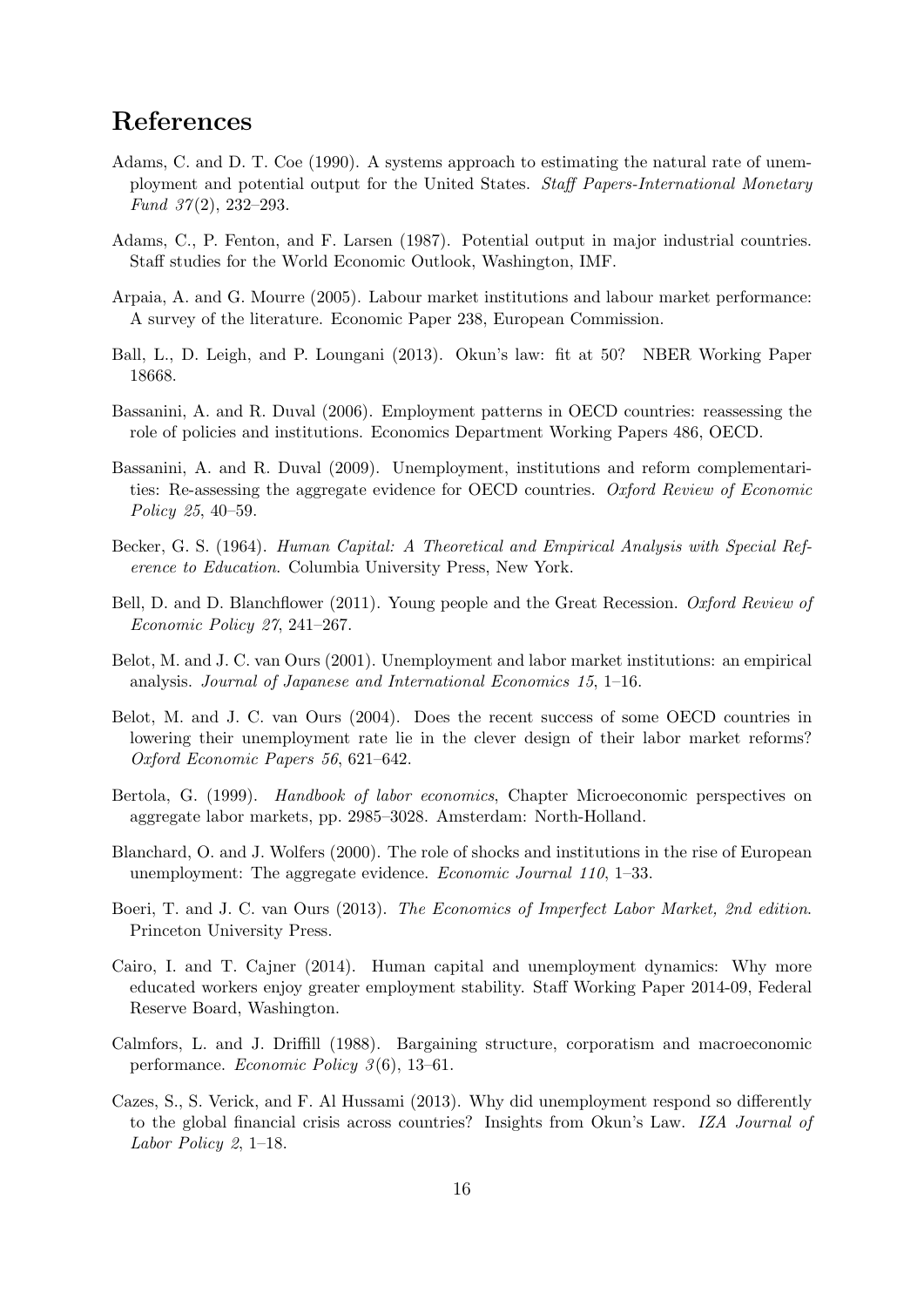# References

Adams, C. and D. T. Coe (1990). A systems approach to estimating the natural rate of unemployment and potential output for the United States. *Staff Papers-International Monetary Fund 37*(2), 232–293.

Adams, C., P. Fenton, and F. Larsen (1987). Potential output in major industrial countries. Staff studies for the World Economic Outlook, Washington, IMF.

Arpaia, A. and G. Mourre (2005). Labour market institutions and labour market performance: A survey of the literature. Economic Paper 238, European Commission.

Ball, L., D. Leigh, and P. Loungani (2013). Okun's law: fit at 50? NBER Working Paper 18668.

Bassanini, A. and R. Duval (2006). Employment patterns in OECD countries: reassessing the role of policies and institutions. Economics Department Working Papers 486, OECD.

Bassanini, A. and R. Duval (2009). Unemployment, institutions and reform complementarities: Re-assessing the aggregate evidence for OECD countries. *Oxford Review of Economic Policy 25*, 40–59.

Becker, G. S. (1964). *Human Capital: A Theoretical and Empirical Analysis with Special Reference to Education*. Columbia University Press, New York.

Bell, D. and D. Blanchflower (2011). Young people and the Great Recession. *Oxford Review of Economic Policy 27*, 241–267.

Belot, M. and J. C. van Ours (2001). Unemployment and labor market institutions: an empirical analysis. *Journal of Japanese and International Economics 15*, 1–16.

Belot, M. and J. C. van Ours (2004). Does the recent success of some OECD countries in lowering their unemployment rate lie in the clever design of their labor market reforms? *Oxford Economic Papers 56*, 621–642.

Bertola, G. (1999). *Handbook of labor economics*, Chapter Microeconomic perspectives on aggregate labor markets, pp. 2985–3028. Amsterdam: North-Holland.

Blanchard, O. and J. Wolfers (2000). The role of shocks and institutions in the rise of European unemployment: The aggregate evidence. *Economic Journal 110*, 1–33.

Boeri, T. and J. C. van Ours (2013). *The Economics of Imperfect Labor Market, 2nd edition*. Princeton University Press.

Cairo, I. and T. Cajner (2014). Human capital and unemployment dynamics: Why more educated workers enjoy greater employment stability. Staff Working Paper 2014-09, Federal Reserve Board, Washington.

Calmfors, L. and J. Driffill (1988). Bargaining structure, corporatism and macroeconomic performance. *Economic Policy 3*(6), 13–61.

Cazes, S., S. Verick, and F. Al Hussami (2013). Why did unemployment respond so differently to the global financial crisis across countries? Insights from Okun's Law. *IZA Journal of Labor Policy 2*, 1–18.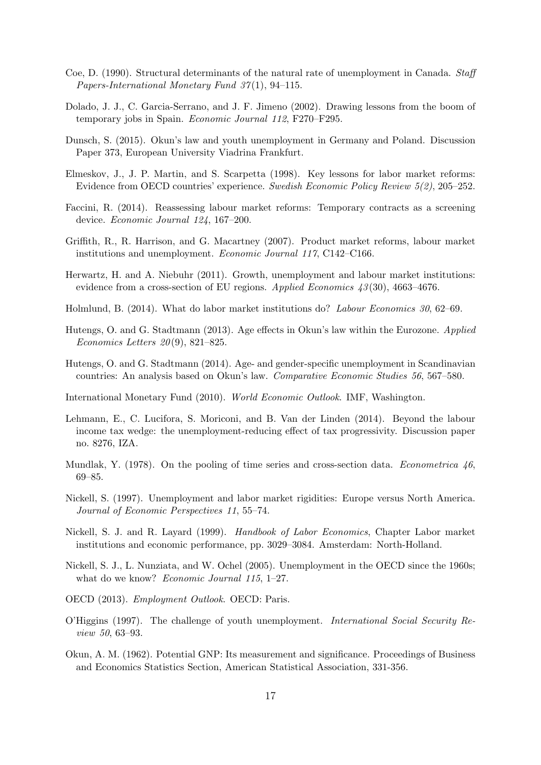Coe, D. (1990). Structural determinants of the natural rate of unemployment in Canada. *Staff Papers-International Monetary Fund 37*(1), 94–115.

Dolado, J. J., C. Garcia-Serrano, and J. F. Jimeno (2002). Drawing lessons from the boom of temporary jobs in Spain. *Economic Journal 112*, F270–F295.

Dunsch, S. (2015). Okun's law and youth unemployment in Germany and Poland. Discussion Paper 373, European University Viadrina Frankfurt.

Elmeskov, J., J. P. Martin, and S. Scarpetta (1998). Key lessons for labor market reforms: Evidence from OECD countries' experience. *Swedish Economic Policy Review 5(2)*, 205–252.

Faccini, R. (2014). Reassessing labour market reforms: Temporary contracts as a screening device. *Economic Journal 124*, 167–200.

Griffith, R., R. Harrison, and G. Macartney (2007). Product market reforms, labour market institutions and unemployment. *Economic Journal 117*, C142–C166.

Herwartz, H. and A. Niebuhr (2011). Growth, unemployment and labour market institutions: evidence from a cross-section of EU regions. *Applied Economics 43*(30), 4663–4676.

Holmlund, B. (2014). What do labor market institutions do? *Labour Economics 30*, 62–69.

Hutengs, O. and G. Stadtmann (2013). Age effects in Okun's law within the Eurozone. *Applied Economics Letters 20*(9), 821–825.

Hutengs, O. and G. Stadtmann (2014). Age- and gender-specific unemployment in Scandinavian countries: An analysis based on Okun's law. *Comparative Economic Studies 56*, 567–580.

International Monetary Fund (2010). *World Economic Outlook*. IMF, Washington.

Lehmann, E., C. Lucifora, S. Moriconi, and B. Van der Linden (2014). Beyond the labour income tax wedge: the unemployment-reducing effect of tax progressivity. Discussion paper no. 8276, IZA.

Mundlak, Y. (1978). On the pooling of time series and cross-section data. *Econometrica 46*, 69–85.

Nickell, S. (1997). Unemployment and labor market rigidities: Europe versus North America. *Journal of Economic Perspectives 11*, 55–74.

Nickell, S. J. and R. Layard (1999). *Handbook of Labor Economics*, Chapter Labor market institutions and economic performance, pp. 3029–3084. Amsterdam: North-Holland.

Nickell, S. J., L. Nunziata, and W. Ochel (2005). Unemployment in the OECD since the 1960s; what do we know? *Economic Journal 115*, 1–27.

OECD (2013). *Employment Outlook*. OECD: Paris.

O'Higgins (1997). The challenge of youth unemployment. *International Social Security Review 50*, 63–93.

Okun, A. M. (1962). Potential GNP: Its measurement and significance. Proceedings of Business and Economics Statistics Section, American Statistical Association, 331-356.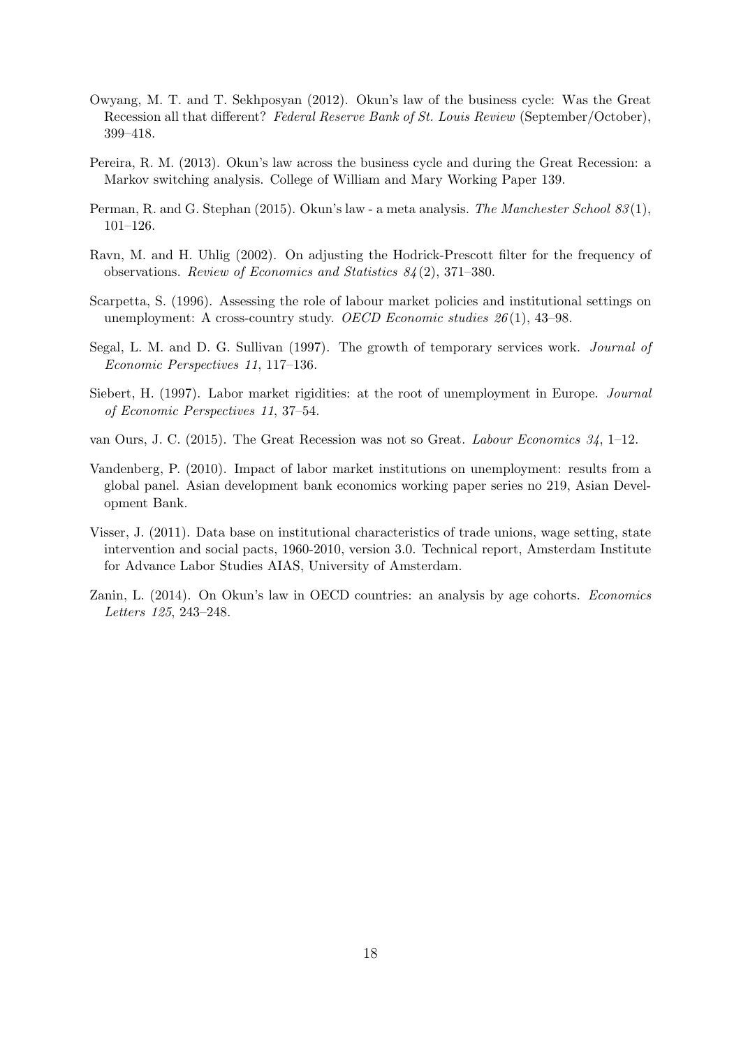Owyang, M. T. and T. Sekhposyan (2012). Okun's law of the business cycle: Was the Great Recession all that different? *Federal Reserve Bank of St. Louis Review* (September/October), 399–418.

Pereira, R. M. (2013). Okun's law across the business cycle and during the Great Recession: a Markov switching analysis. College of William and Mary Working Paper 139.

Perman, R. and G. Stephan (2015). Okun's law - a meta analysis. *The Manchester School 83*(1), 101–126.

Ravn, M. and H. Uhlig (2002). On adjusting the Hodrick-Prescott filter for the frequency of observations. *Review of Economics and Statistics 84*(2), 371–380.

Scarpetta, S. (1996). Assessing the role of labour market policies and institutional settings on unemployment: A cross-country study. *OECD Economic studies 26*(1), 43–98.

Segal, L. M. and D. G. Sullivan (1997). The growth of temporary services work. *Journal of Economic Perspectives 11*, 117–136.

Siebert, H. (1997). Labor market rigidities: at the root of unemployment in Europe. *Journal of Economic Perspectives 11*, 37–54.

van Ours, J. C. (2015). The Great Recession was not so Great. *Labour Economics 34*, 1–12.

Vandenberg, P. (2010). Impact of labor market institutions on unemployment: results from a global panel. Asian development bank economics working paper series no 219, Asian Development Bank.

Visser, J. (2011). Data base on institutional characteristics of trade unions, wage setting, state intervention and social pacts, 1960-2010, version 3.0. Technical report, Amsterdam Institute for Advance Labor Studies AIAS, University of Amsterdam.

Zanin, L. (2014). On Okun's law in OECD countries: an analysis by age cohorts. *Economics Letters 125*, 243–248.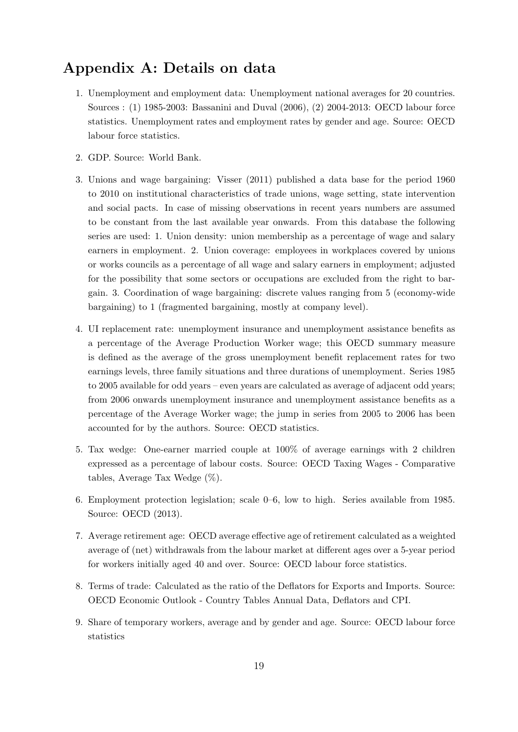## Appendix A: Details on data

1. Unemployment and employment data: Unemployment national averages for 20 countries. Sources : (1) 1985-2003: Bassanini and Duval (2006), (2) 2004-2013: OECD labour force statistics. Unemployment rates and employment rates by gender and age. Source: OECD labour force statistics.

2. GDP. Source: World Bank.

3. Unions and wage bargaining: Visser (2011) published a data base for the period 1960 to 2010 on institutional characteristics of trade unions, wage setting, state intervention and social pacts. In case of missing observations in recent years numbers are assumed to be constant from the last available year onwards. From this database the following series are used: 1. Union density: union membership as a percentage of wage and salary earners in employment. 2. Union coverage: employees in workplaces covered by unions or works councils as a percentage of all wage and salary earners in employment; adjusted for the possibility that some sectors or occupations are excluded from the right to bargain. 3. Coordination of wage bargaining: discrete values ranging from 5 (economy-wide bargaining) to 1 (fragmented bargaining, mostly at company level).

4. UI replacement rate: unemployment insurance and unemployment assistance benefits as a percentage of the Average Production Worker wage; this OECD summary measure is defined as the average of the gross unemployment benefit replacement rates for two earnings levels, three family situations and three durations of unemployment. Series 1985 to 2005 available for odd years – even years are calculated as average of adjacent odd years; from 2006 onwards unemployment insurance and unemployment assistance benefits as a percentage of the Average Worker wage; the jump in series from 2005 to 2006 has been accounted for by the authors. Source: OECD statistics.

5. Tax wedge: One-earner married couple at 100% of average earnings with 2 children expressed as a percentage of labour costs. Source: OECD Taxing Wages - Comparative tables, Average Tax Wedge (%).

6. Employment protection legislation; scale 0–6, low to high. Series available from 1985. Source: OECD (2013).

7. Average retirement age: OECD average effective age of retirement calculated as a weighted average of (net) withdrawals from the labour market at different ages over a 5-year period for workers initially aged 40 and over. Source: OECD labour force statistics.

8. Terms of trade: Calculated as the ratio of the Deflators for Exports and Imports. Source: OECD Economic Outlook - Country Tables Annual Data, Deflators and CPI.

9. Share of temporary workers, average and by gender and age. Source: OECD labour force statistics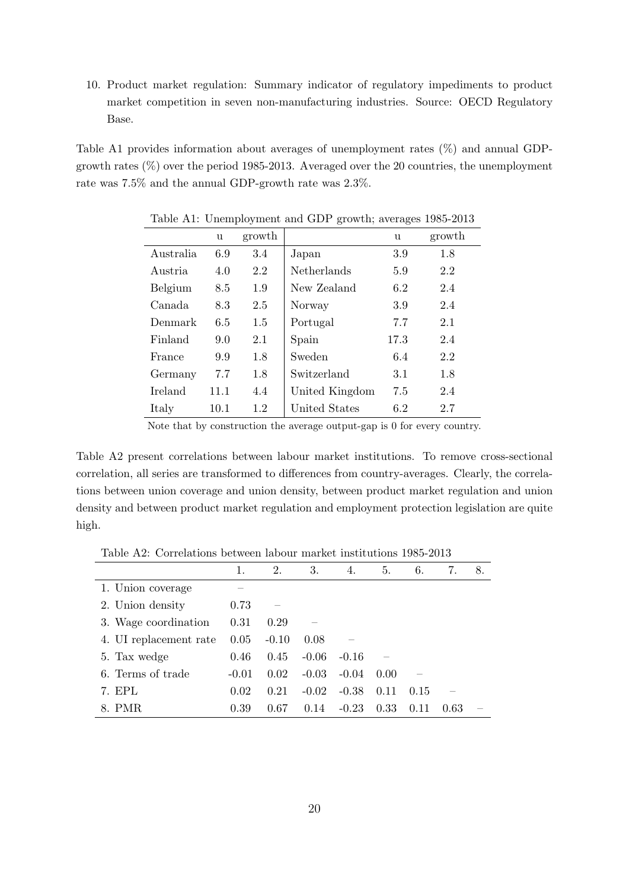10. Product market regulation: Summary indicator of regulatory impediments to product market competition in seven non-manufacturing industries. Source: OECD Regulatory Base.

Table A1 provides information about averages of unemployment rates (%) and annual GDP-growth rates (%) over the period 1985-2013. Averaged over the 20 countries, the unemployment rate was 7.5% and the annual GDP-growth rate was 2.3%.

Table A1: Unemployment and GDP growth; averages 1985-2013

| | u | growth | | u | growth |
|---|---|---|---|---|---|
| Australia | 6.9 | 3.4 | Japan | 3.9 | 1.8 |
| Austria | 4.0 | 2.2 | Netherlands | 5.9 | 2.2 |
| Belgium | 8.5 | 1.9 | New Zealand | 6.2 | 2.4 |
| Canada | 8.3 | 2.5 | Norway | 3.9 | 2.4 |
| Denmark | 6.5 | 1.5 | Portugal | 7.7 | 2.1 |
| Finland | 9.0 | 2.1 | Spain | 17.3 | 2.4 |
| France | 9.9 | 1.8 | Sweden | 6.4 | 2.2 |
| Germany | 7.7 | 1.8 | Switzerland | 3.1 | 1.8 |
| Ireland | 11.1 | 4.4 | United Kingdom | 7.5 | 2.4 |
| Italy | 10.1 | 1.2 | United States | 6.2 | 2.7 |

Note that by construction the average output-gap is 0 for every country.

Table A2 present correlations between labour market institutions. To remove cross-sectional correlation, all series are transformed to differences from country-averages. Clearly, the correlations between union coverage and union density, between product market regulation and union density and between product market regulation and employment protection legislation are quite high.

Table A2: Correlations between labour market institutions 1985-2013

| | 1. | 2. | 3. | 4. | 5. | 6. | 7. | 8. |
|---|---|---|---|---|---|---|---|---|
| 1. Union coverage | – | | | | | | | |
| 2. Union density | 0.73 | – | | | | | | |
| 3. Wage coordination | 0.31 | 0.29 | – | | | | | |
| 4. UI replacement rate | 0.05 | -0.10 | 0.08 | – | | | | |
| 5. Tax wedge | 0.46 | 0.45 | -0.06 | -0.16 | – | | | |
| 6. Terms of trade | -0.01 | 0.02 | -0.03 | -0.04 | 0.00 | – | | |
| 7. EPL | 0.02 | 0.21 | -0.02 | -0.38 | 0.11 | 0.15 | – | |
| 8. PMR | 0.39 | 0.67 | 0.14 | -0.23 | 0.33 | 0.11 | 0.63 | – |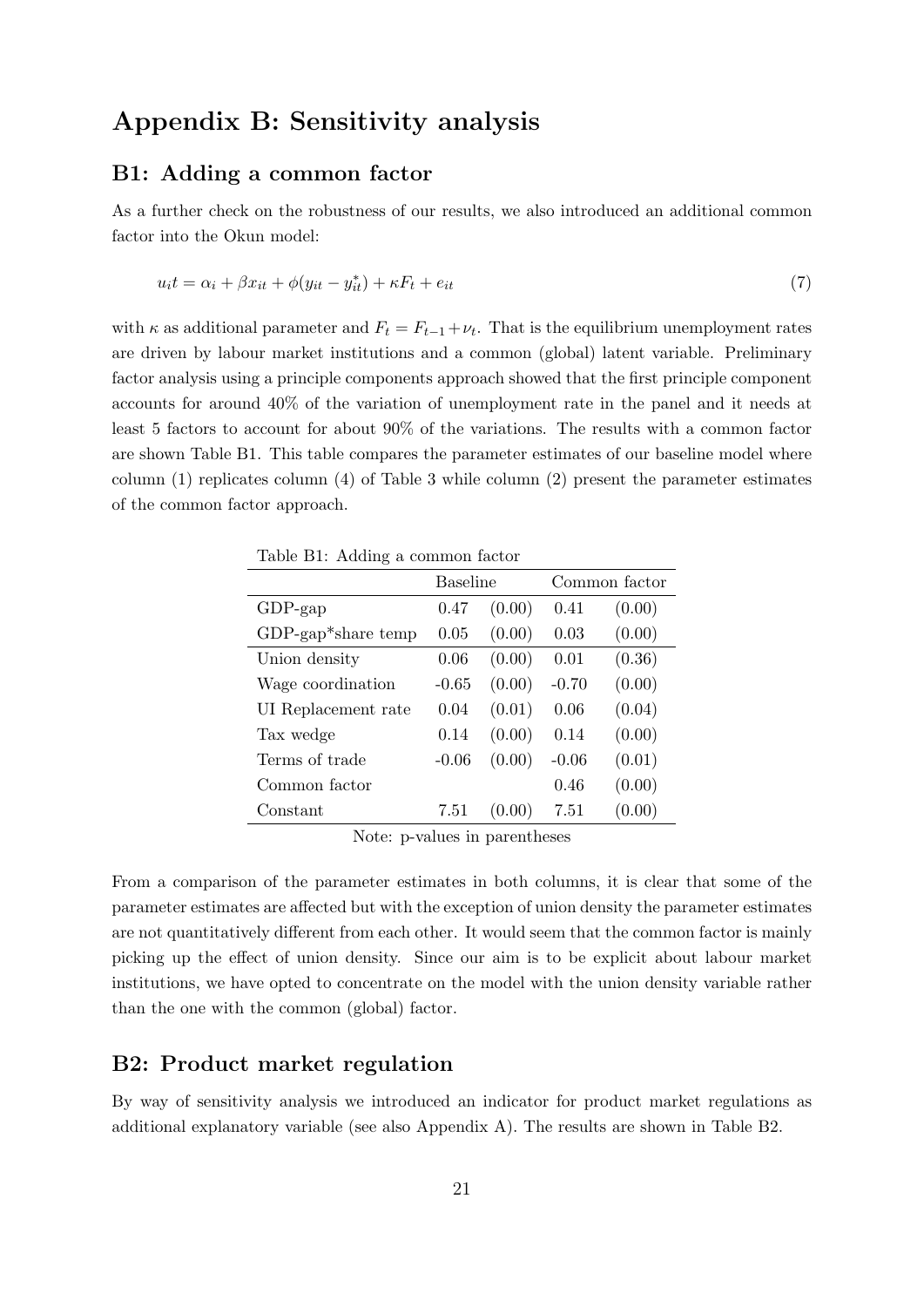# Appendix B: Sensitivity analysis

## B1: Adding a common factor

As a further check on the robustness of our results, we also introduced an additional common factor into the Okun model:

$$u_i t = \alpha_i + \beta x_{it} + \phi(y_{it} - y^*_{it}) + \kappa F_t + e_{it} \tag{7}$$

with $\kappa$ as additional parameter and $F_t = F_{t-1} + \nu_t$. That is the equilibrium unemployment rates are driven by labour market institutions and a common (global) latent variable. Preliminary factor analysis using a principle components approach showed that the first principle component accounts for around 40% of the variation of unemployment rate in the panel and it needs at least 5 factors to account for about 90% of the variations. The results with a common factor are shown Table B1. This table compares the parameter estimates of our baseline model where column (1) replicates column (4) of Table 3 while column (2) present the parameter estimates of the common factor approach.

Table B1: Adding a common factor

| | Baseline | | Common factor | |
|---|---|---|---|---|
| GDP-gap | 0.47 | (0.00) | 0.41 | (0.00) |
| GDP-gap*share temp | 0.05 | (0.00) | 0.03 | (0.00) |
| Union density | 0.06 | (0.00) | 0.01 | (0.36) |
| Wage coordination | -0.65 | (0.00) | -0.70 | (0.00) |
| UI Replacement rate | 0.04 | (0.01) | 0.06 | (0.04) |
| Tax wedge | 0.14 | (0.00) | 0.14 | (0.00) |
| Terms of trade | -0.06 | (0.00) | -0.06 | (0.01) |
| Common factor | | | 0.46 | (0.00) |
| Constant | 7.51 | (0.00) | 7.51 | (0.00) |

Note: p-values in parentheses

From a comparison of the parameter estimates in both columns, it is clear that some of the parameter estimates are affected but with the exception of union density the parameter estimates are not quantitatively different from each other. It would seem that the common factor is mainly picking up the effect of union density. Since our aim is to be explicit about labour market institutions, we have opted to concentrate on the model with the union density variable rather than the one with the common (global) factor.

## B2: Product market regulation

By way of sensitivity analysis we introduced an indicator for product market regulations as additional explanatory variable (see also Appendix A). The results are shown in Table B2.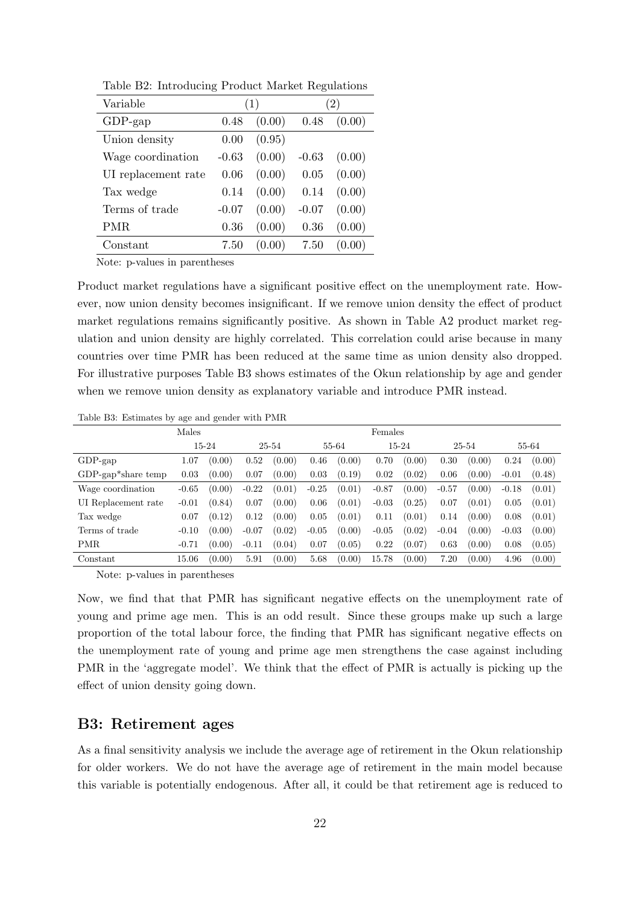Table B2: Introducing Product Market Regulations

| Variable | (1) | | (2) | |
|---|---|---|---|---|
| GDP-gap | 0.48 | (0.00) | 0.48 | (0.00) |
| Union density | 0.00 | (0.95) | | |
| Wage coordination | -0.63 | (0.00) | -0.63 | (0.00) |
| UI replacement rate | 0.06 | (0.00) | 0.05 | (0.00) |
| Tax wedge | 0.14 | (0.00) | 0.14 | (0.00) |
| Terms of trade | -0.07 | (0.00) | -0.07 | (0.00) |
| PMR | 0.36 | (0.00) | 0.36 | (0.00) |
| Constant | 7.50 | (0.00) | 7.50 | (0.00) |

Note: p-values in parentheses

Product market regulations have a significant positive effect on the unemployment rate. However, now union density becomes insignificant. If we remove union density the effect of product market regulations remains significantly positive. As shown in Table A2 product market regulation and union density are highly correlated. This correlation could arise because in many countries over time PMR has been reduced at the same time as union density also dropped. For illustrative purposes Table B3 shows estimates of the Okun relationship by age and gender when we remove union density as explanatory variable and introduce PMR instead.

Table B3: Estimates by age and gender with PMR

| | Males | | | | | | Females | | | | | |
|---|---|---|---|---|---|---|---|---|---|---|---|---|
| | 15-24 | | 25-54 | | 55-64 | | 15-24 | | 25-54 | | 55-64 | |
| GDP-gap | 1.07 | (0.00) | 0.52 | (0.00) | 0.46 | (0.00) | 0.70 | (0.00) | 0.30 | (0.00) | 0.24 | (0.00) |
| GDP-gap*share temp | 0.03 | (0.00) | 0.07 | (0.00) | 0.03 | (0.19) | 0.02 | (0.02) | 0.06 | (0.00) | -0.01 | (0.48) |
| Wage coordination | -0.65 | (0.00) | -0.22 | (0.01) | -0.25 | (0.01) | -0.87 | (0.00) | -0.57 | (0.00) | -0.18 | (0.01) |
| UI Replacement rate | -0.01 | (0.84) | 0.07 | (0.00) | 0.06 | (0.01) | -0.03 | (0.25) | 0.07 | (0.01) | 0.05 | (0.01) |
| Tax wedge | 0.07 | (0.12) | 0.12 | (0.00) | 0.05 | (0.01) | 0.11 | (0.01) | 0.14 | (0.00) | 0.08 | (0.01) |
| Terms of trade | -0.10 | (0.00) | -0.07 | (0.02) | -0.05 | (0.00) | -0.05 | (0.02) | -0.04 | (0.00) | -0.03 | (0.00) |
| PMR | -0.71 | (0.00) | -0.11 | (0.04) | 0.07 | (0.05) | 0.22 | (0.07) | 0.63 | (0.00) | 0.08 | (0.05) |
| Constant | 15.06 | (0.00) | 5.91 | (0.00) | 5.68 | (0.00) | 15.78 | (0.00) | 7.20 | (0.00) | 4.96 | (0.00) |

Note: p-values in parentheses

Now, we find that that PMR has significant negative effects on the unemployment rate of young and prime age men. This is an odd result. Since these groups make up such a large proportion of the total labour force, the finding that PMR has significant negative effects on the unemployment rate of young and prime age men strengthens the case against including PMR in the 'aggregate model'. We think that the effect of PMR is actually is picking up the effect of union density going down.

## B3: Retirement ages

As a final sensitivity analysis we include the average age of retirement in the Okun relationship for older workers. We do not have the average age of retirement in the main model because this variable is potentially endogenous. After all, it could be that retirement age is reduced to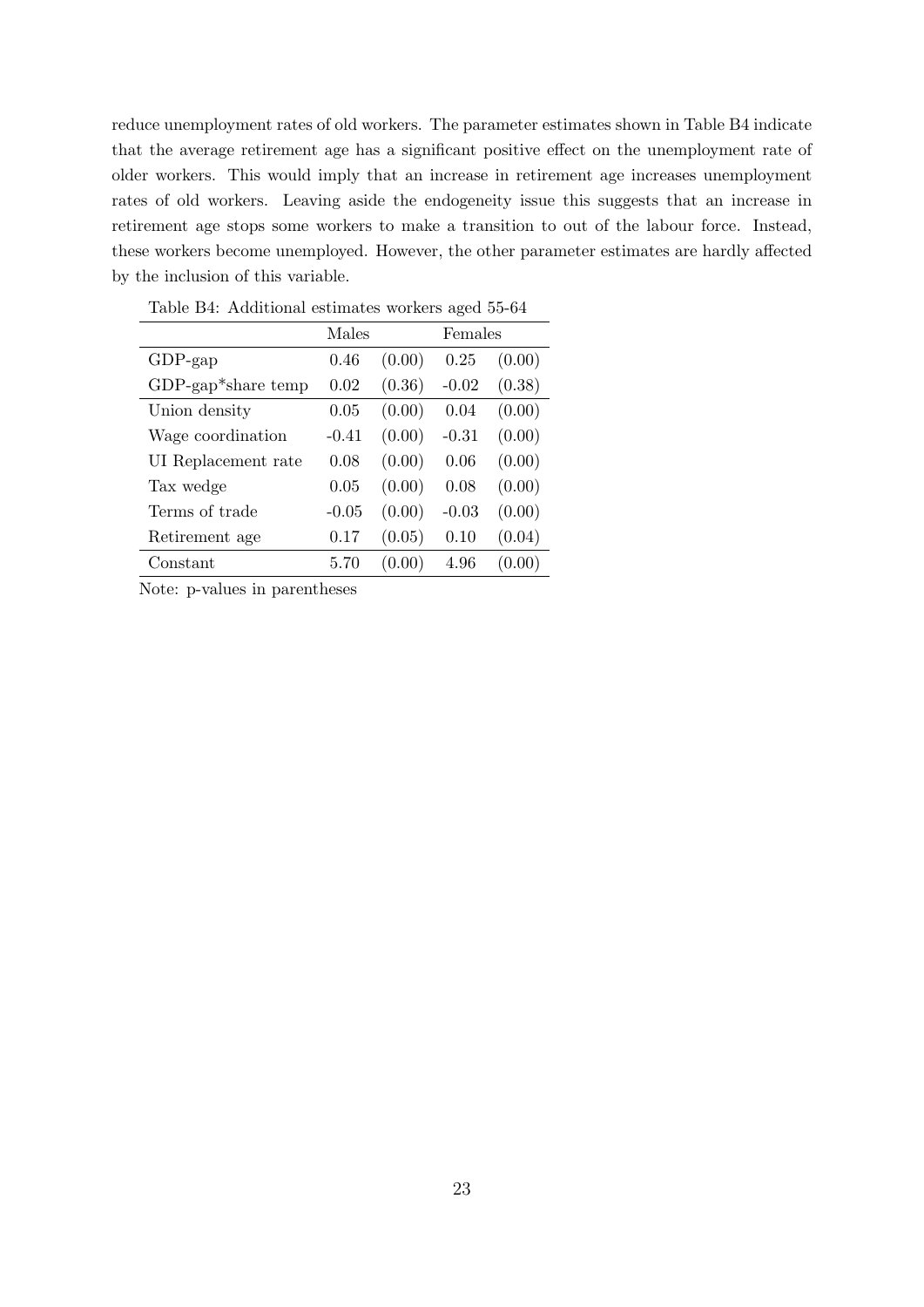reduce unemployment rates of old workers. The parameter estimates shown in Table B4 indicate that the average retirement age has a significant positive effect on the unemployment rate of older workers. This would imply that an increase in retirement age increases unemployment rates of old workers. Leaving aside the endogeneity issue this suggests that an increase in retirement age stops some workers to make a transition to out of the labour force. Instead, these workers become unemployed. However, the other parameter estimates are hardly affected by the inclusion of this variable.

Table B4: Additional estimates workers aged 55-64

| | Males | | Females | |
|---|---|---|---|---|
| GDP-gap | 0.46 | (0.00) | 0.25 | (0.00) |
| GDP-gap*share temp | 0.02 | (0.36) | -0.02 | (0.38) |
| Union density | 0.05 | (0.00) | 0.04 | (0.00) |
| Wage coordination | -0.41 | (0.00) | -0.31 | (0.00) |
| UI Replacement rate | 0.08 | (0.00) | 0.06 | (0.00) |
| Tax wedge | 0.05 | (0.00) | 0.08 | (0.00) |
| Terms of trade | -0.05 | (0.00) | -0.03 | (0.00) |
| Retirement age | 0.17 | (0.05) | 0.10 | (0.04) |
| Constant | 5.70 | (0.00) | 4.96 | (0.00) |

Note: p-values in parentheses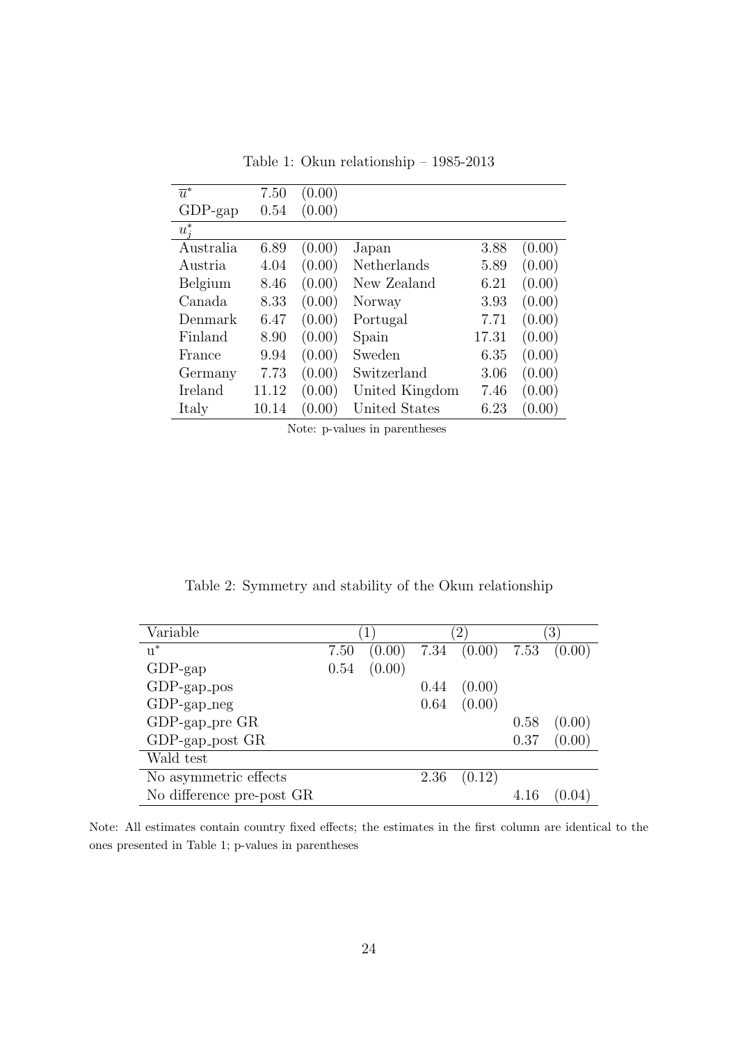Table 1: Okun relationship – 1985-2013

| | | | | | |
|---|---|---|---|---|---|
| $\overline{u}^*$ | 7.50 | (0.00) | | | |
| GDP-gap | 0.54 | (0.00) | | | |
| $u_j^*$ | | | | | |
| Australia | 6.89 | (0.00) | Japan | 3.88 | (0.00) |
| Austria | 4.04 | (0.00) | Netherlands | 5.89 | (0.00) |
| Belgium | 8.46 | (0.00) | New Zealand | 6.21 | (0.00) |
| Canada | 8.33 | (0.00) | Norway | 3.93 | (0.00) |
| Denmark | 6.47 | (0.00) | Portugal | 7.71 | (0.00) |
| Finland | 8.90 | (0.00) | Spain | 17.31 | (0.00) |
| France | 9.94 | (0.00) | Sweden | 6.35 | (0.00) |
| Germany | 7.73 | (0.00) | Switzerland | 3.06 | (0.00) |
| Ireland | 11.12 | (0.00) | United Kingdom | 7.46 | (0.00) |
| Italy | 10.14 | (0.00) | United States | 6.23 | (0.00) |

Note: p-values in parentheses

Table 2: Symmetry and stability of the Okun relationship

| Variable | (1) | | (2) | | (3) | |
|---|---|---|---|---|---|---|
| u* | 7.50 | (0.00) | 7.34 | (0.00) | 7.53 | (0.00) |
| GDP-gap | 0.54 | (0.00) | | | | |
| GDP-gap_pos | | | 0.44 | (0.00) | | |
| GDP-gap_neg | | | 0.64 | (0.00) | | |
| GDP-gap_pre GR | | | | | 0.58 | (0.00) |
| GDP-gap_post GR | | | | | 0.37 | (0.00) |
| Wald test | | | | | | |
| No asymmetric effects | | | 2.36 | (0.12) | | |
| No difference pre-post GR | | | | | 4.16 | (0.04) |

Note: All estimates contain country fixed effects; the estimates in the first column are identical to the ones presented in Table 1; p-values in parentheses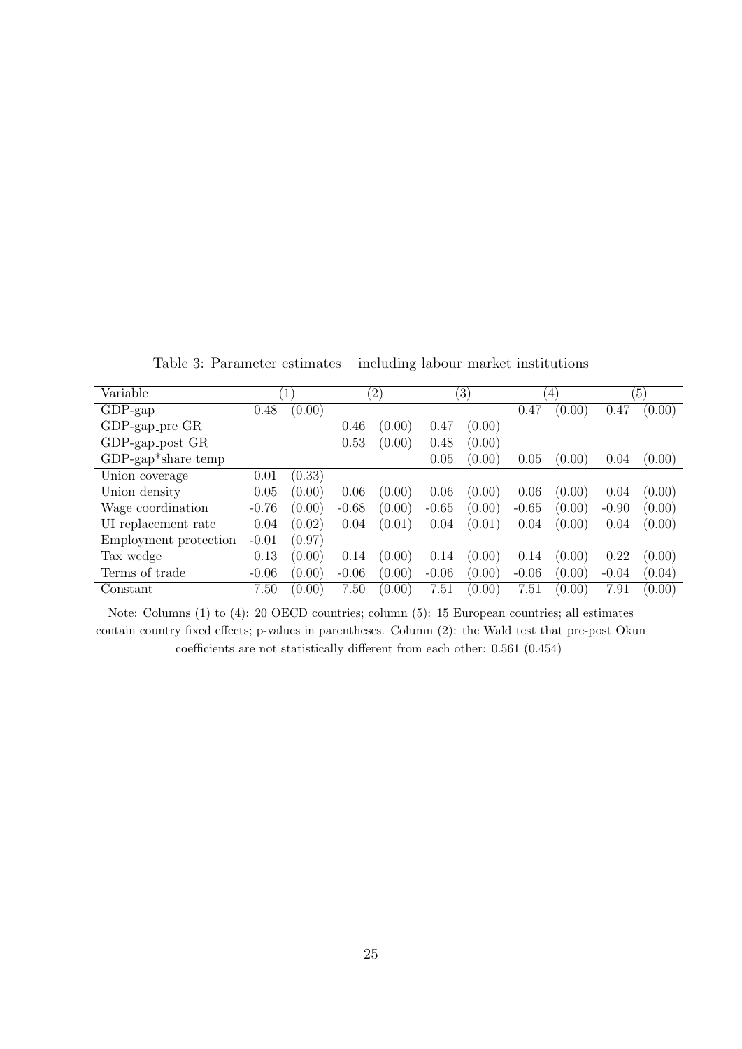Table 3: Parameter estimates – including labour market institutions

| Variable | (1) | | (2) | | (3) | | (4) | | (5) | |
|---|---|---|---|---|---|---|---|---|---|---|
| GDP-gap | 0.48 | (0.00) | | | | | 0.47 | (0.00) | 0.47 | (0.00) |
| GDP-gap_pre GR | | | 0.46 | (0.00) | 0.47 | (0.00) | | | | |
| GDP-gap_post GR | | | 0.53 | (0.00) | 0.48 | (0.00) | | | | |
| GDP-gap*share temp | | | | | 0.05 | (0.00) | 0.05 | (0.00) | 0.04 | (0.00) |
| Union coverage | 0.01 | (0.33) | | | | | | | | |
| Union density | 0.05 | (0.00) | 0.06 | (0.00) | 0.06 | (0.00) | 0.06 | (0.00) | 0.04 | (0.00) |
| Wage coordination | -0.76 | (0.00) | -0.68 | (0.00) | -0.65 | (0.00) | -0.65 | (0.00) | -0.90 | (0.00) |
| UI replacement rate | 0.04 | (0.02) | 0.04 | (0.01) | 0.04 | (0.01) | 0.04 | (0.00) | 0.04 | (0.00) |
| Employment protection | -0.01 | (0.97) | | | | | | | | |
| Tax wedge | 0.13 | (0.00) | 0.14 | (0.00) | 0.14 | (0.00) | 0.14 | (0.00) | 0.22 | (0.00) |
| Terms of trade | -0.06 | (0.00) | -0.06 | (0.00) | -0.06 | (0.00) | -0.06 | (0.00) | -0.04 | (0.04) |
| Constant | 7.50 | (0.00) | 7.50 | (0.00) | 7.51 | (0.00) | 7.51 | (0.00) | 7.91 | (0.00) |

Note: Columns (1) to (4): 20 OECD countries; column (5): 15 European countries; all estimates contain country fixed effects; p-values in parentheses. Column (2): the Wald test that pre-post Okun coefficients are not statistically different from each other: 0.561 (0.454)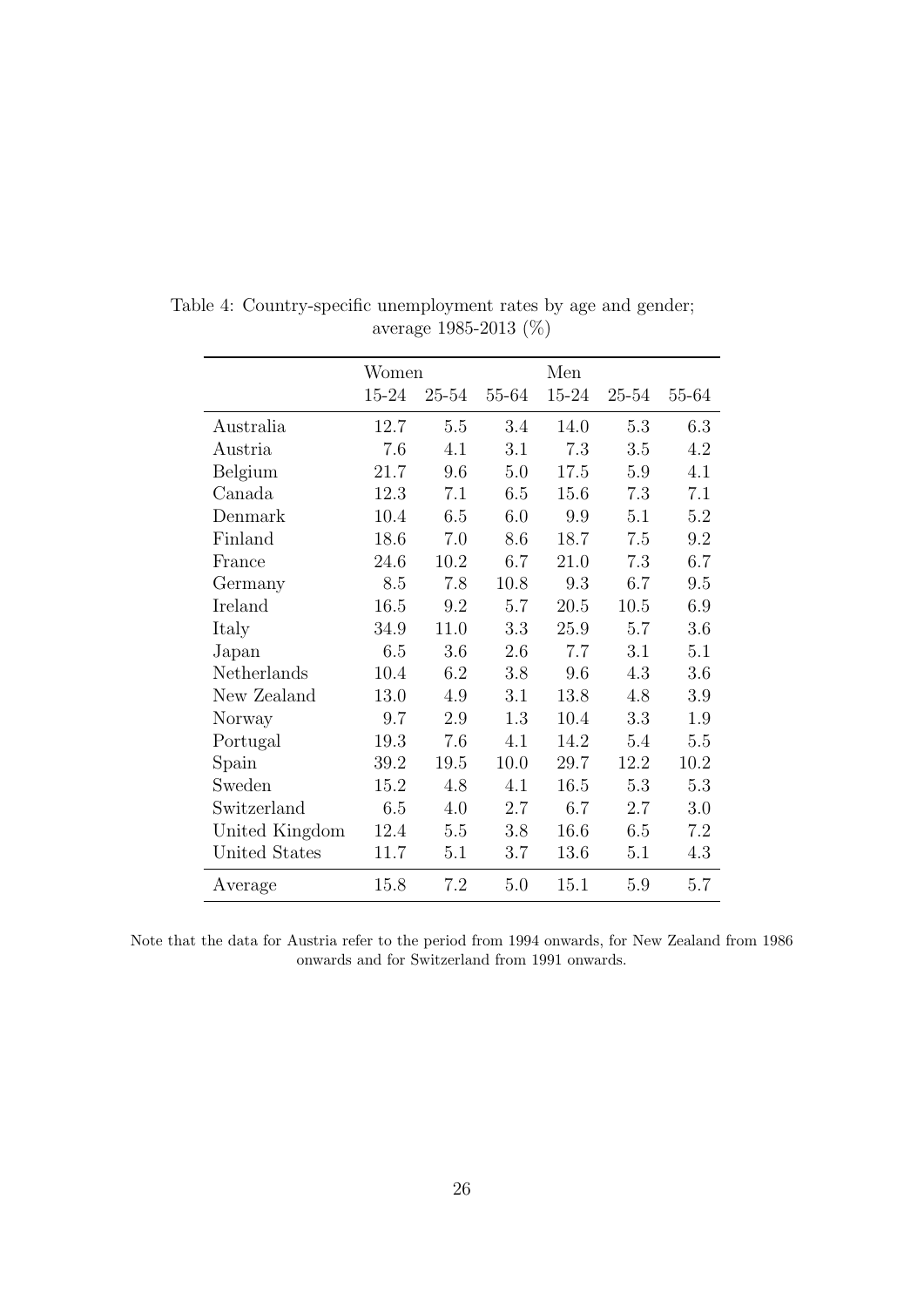Table 4: Country-specific unemployment rates by age and gender; average 1985-2013 (%)

| | Women | | | Men | | |
|---|---|---|---|---|---|---|
| | 15-24 | 25-54 | 55-64 | 15-24 | 25-54 | 55-64 |
| Australia | 12.7 | 5.5 | 3.4 | 14.0 | 5.3 | 6.3 |
| Austria | 7.6 | 4.1 | 3.1 | 7.3 | 3.5 | 4.2 |
| Belgium | 21.7 | 9.6 | 5.0 | 17.5 | 5.9 | 4.1 |
| Canada | 12.3 | 7.1 | 6.5 | 15.6 | 7.3 | 7.1 |
| Denmark | 10.4 | 6.5 | 6.0 | 9.9 | 5.1 | 5.2 |
| Finland | 18.6 | 7.0 | 8.6 | 18.7 | 7.5 | 9.2 |
| France | 24.6 | 10.2 | 6.7 | 21.0 | 7.3 | 6.7 |
| Germany | 8.5 | 7.8 | 10.8 | 9.3 | 6.7 | 9.5 |
| Ireland | 16.5 | 9.2 | 5.7 | 20.5 | 10.5 | 6.9 |
| Italy | 34.9 | 11.0 | 3.3 | 25.9 | 5.7 | 3.6 |
| Japan | 6.5 | 3.6 | 2.6 | 7.7 | 3.1 | 5.1 |
| Netherlands | 10.4 | 6.2 | 3.8 | 9.6 | 4.3 | 3.6 |
| New Zealand | 13.0 | 4.9 | 3.1 | 13.8 | 4.8 | 3.9 |
| Norway | 9.7 | 2.9 | 1.3 | 10.4 | 3.3 | 1.9 |
| Portugal | 19.3 | 7.6 | 4.1 | 14.2 | 5.4 | 5.5 |
| Spain | 39.2 | 19.5 | 10.0 | 29.7 | 12.2 | 10.2 |
| Sweden | 15.2 | 4.8 | 4.1 | 16.5 | 5.3 | 5.3 |
| Switzerland | 6.5 | 4.0 | 2.7 | 6.7 | 2.7 | 3.0 |
| United Kingdom | 12.4 | 5.5 | 3.8 | 16.6 | 6.5 | 7.2 |
| United States | 11.7 | 5.1 | 3.7 | 13.6 | 5.1 | 4.3 |
| Average | 15.8 | 7.2 | 5.0 | 15.1 | 5.9 | 5.7 |

Note that the data for Austria refer to the period from 1994 onwards, for New Zealand from 1986 onwards and for Switzerland from 1991 onwards.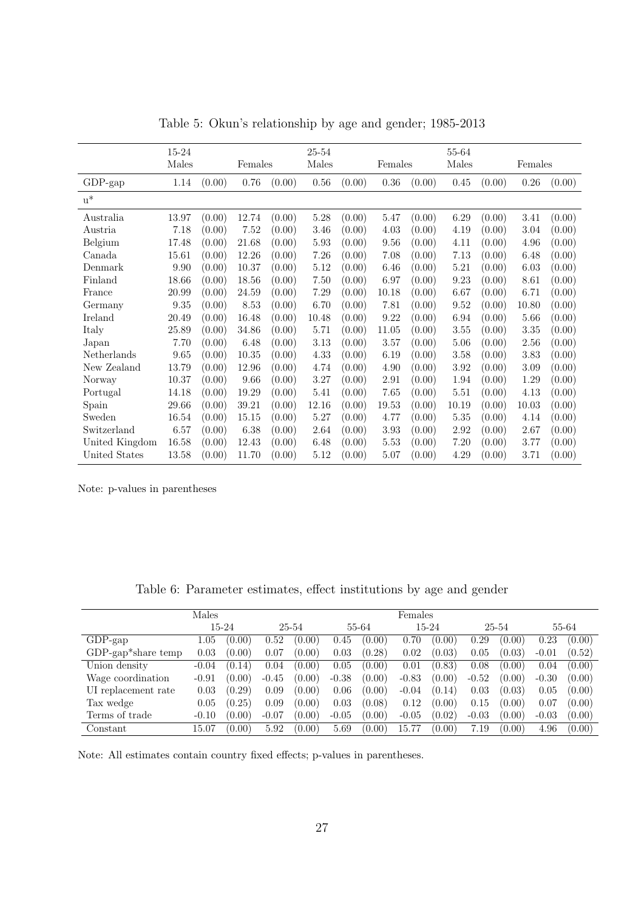Table 5: Okun's relationship by age and gender; 1985-2013

| | 15-24 | | | | 25-54 | | | | 55-64 | | | |
|---|---|---|---|---|---|---|---|---|---|---|---|---|
| | Males | | Females | | Males | | Females | | Males | | Females | |
| GDP-gap | 1.14 | (0.00) | 0.76 | (0.00) | 0.56 | (0.00) | 0.36 | (0.00) | 0.45 | (0.00) | 0.26 | (0.00) |
| u* | | | | | | | | | | | | |
| Australia | 13.97 | (0.00) | 12.74 | (0.00) | 5.28 | (0.00) | 5.47 | (0.00) | 6.29 | (0.00) | 3.41 | (0.00) |
| Austria | 7.18 | (0.00) | 7.52 | (0.00) | 3.46 | (0.00) | 4.03 | (0.00) | 4.19 | (0.00) | 3.04 | (0.00) |
| Belgium | 17.48 | (0.00) | 21.68 | (0.00) | 5.93 | (0.00) | 9.56 | (0.00) | 4.11 | (0.00) | 4.96 | (0.00) |
| Canada | 15.61 | (0.00) | 12.26 | (0.00) | 7.26 | (0.00) | 7.08 | (0.00) | 7.13 | (0.00) | 6.48 | (0.00) |
| Denmark | 9.90 | (0.00) | 10.37 | (0.00) | 5.12 | (0.00) | 6.46 | (0.00) | 5.21 | (0.00) | 6.03 | (0.00) |
| Finland | 18.66 | (0.00) | 18.56 | (0.00) | 7.50 | (0.00) | 6.97 | (0.00) | 9.23 | (0.00) | 8.61 | (0.00) |
| France | 20.99 | (0.00) | 24.59 | (0.00) | 7.29 | (0.00) | 10.18 | (0.00) | 6.67 | (0.00) | 6.71 | (0.00) |
| Germany | 9.35 | (0.00) | 8.53 | (0.00) | 6.70 | (0.00) | 7.81 | (0.00) | 9.52 | (0.00) | 10.80 | (0.00) |
| Ireland | 20.49 | (0.00) | 16.48 | (0.00) | 10.48 | (0.00) | 9.22 | (0.00) | 6.94 | (0.00) | 5.66 | (0.00) |
| Italy | 25.89 | (0.00) | 34.86 | (0.00) | 5.71 | (0.00) | 11.05 | (0.00) | 3.55 | (0.00) | 3.35 | (0.00) |
| Japan | 7.70 | (0.00) | 6.48 | (0.00) | 3.13 | (0.00) | 3.57 | (0.00) | 5.06 | (0.00) | 2.56 | (0.00) |
| Netherlands | 9.65 | (0.00) | 10.35 | (0.00) | 4.33 | (0.00) | 6.19 | (0.00) | 3.58 | (0.00) | 3.83 | (0.00) |
| New Zealand | 13.79 | (0.00) | 12.96 | (0.00) | 4.74 | (0.00) | 4.90 | (0.00) | 3.92 | (0.00) | 3.09 | (0.00) |
| Norway | 10.37 | (0.00) | 9.66 | (0.00) | 3.27 | (0.00) | 2.91 | (0.00) | 1.94 | (0.00) | 1.29 | (0.00) |
| Portugal | 14.18 | (0.00) | 19.29 | (0.00) | 5.41 | (0.00) | 7.65 | (0.00) | 5.51 | (0.00) | 4.13 | (0.00) |
| Spain | 29.66 | (0.00) | 39.21 | (0.00) | 12.16 | (0.00) | 19.53 | (0.00) | 10.19 | (0.00) | 10.03 | (0.00) |
| Sweden | 16.54 | (0.00) | 15.15 | (0.00) | 5.27 | (0.00) | 4.77 | (0.00) | 5.35 | (0.00) | 4.14 | (0.00) |
| Switzerland | 6.57 | (0.00) | 6.38 | (0.00) | 2.64 | (0.00) | 3.93 | (0.00) | 2.92 | (0.00) | 2.67 | (0.00) |
| United Kingdom | 16.58 | (0.00) | 12.43 | (0.00) | 6.48 | (0.00) | 5.53 | (0.00) | 7.20 | (0.00) | 3.77 | (0.00) |
| United States | 13.58 | (0.00) | 11.70 | (0.00) | 5.12 | (0.00) | 5.07 | (0.00) | 4.29 | (0.00) | 3.71 | (0.00) |

Note: p-values in parentheses

Table 6: Parameter estimates, effect institutions by age and gender

| | Males | | | | | | Females | | | | | |
|---|---|---|---|---|---|---|---|---|---|---|---|---|
| | 15-24 | | 25-54 | | 55-64 | | 15-24 | | 25-54 | | 55-64 | |
| GDP-gap | 1.05 | (0.00) | 0.52 | (0.00) | 0.45 | (0.00) | 0.70 | (0.00) | 0.29 | (0.00) | 0.23 | (0.00) |
| GDP-gap*share temp | 0.03 | (0.00) | 0.07 | (0.00) | 0.03 | (0.28) | 0.02 | (0.03) | 0.05 | (0.03) | -0.01 | (0.52) |
| Union density | -0.04 | (0.14) | 0.04 | (0.00) | 0.05 | (0.00) | 0.01 | (0.83) | 0.08 | (0.00) | 0.04 | (0.00) |
| Wage coordination | -0.91 | (0.00) | -0.45 | (0.00) | -0.38 | (0.00) | -0.83 | (0.00) | -0.52 | (0.00) | -0.30 | (0.00) |
| UI replacement rate | 0.03 | (0.29) | 0.09 | (0.00) | 0.06 | (0.00) | -0.04 | (0.14) | 0.03 | (0.03) | 0.05 | (0.00) |
| Tax wedge | 0.05 | (0.25) | 0.09 | (0.00) | 0.03 | (0.08) | 0.12 | (0.00) | 0.15 | (0.00) | 0.07 | (0.00) |
| Terms of trade | -0.10 | (0.00) | -0.07 | (0.00) | -0.05 | (0.00) | -0.05 | (0.02) | -0.03 | (0.00) | -0.03 | (0.00) |
| Constant | 15.07 | (0.00) | 5.92 | (0.00) | 5.69 | (0.00) | 15.77 | (0.00) | 7.19 | (0.00) | 4.96 | (0.00) |

Note: All estimates contain country fixed effects; p-values in parentheses.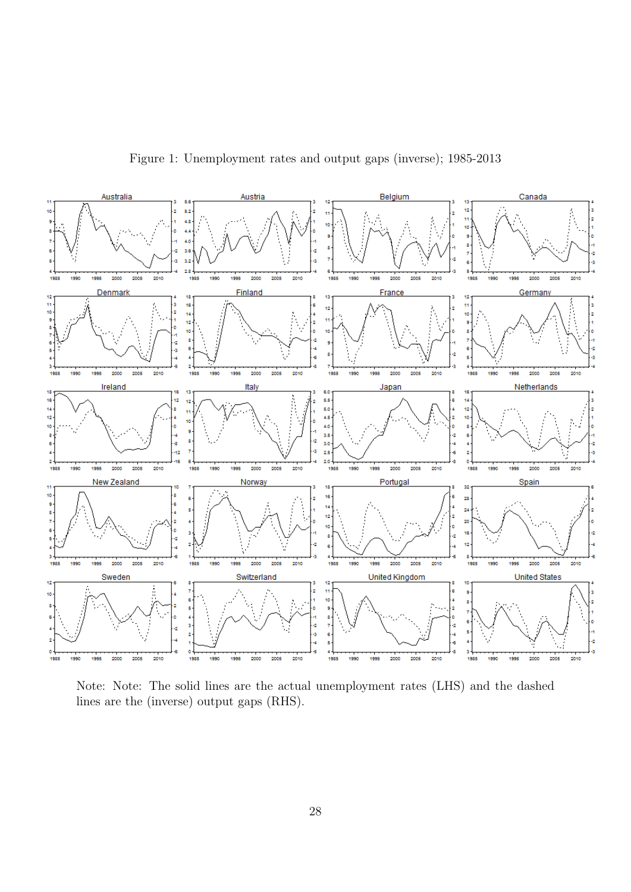Figure 1: Unemployment rates and output gaps (inverse); 1985-2013

Note: Note: The solid lines are the actual unemployment rates (LHS) and the dashed lines are the (inverse) output gaps (RHS).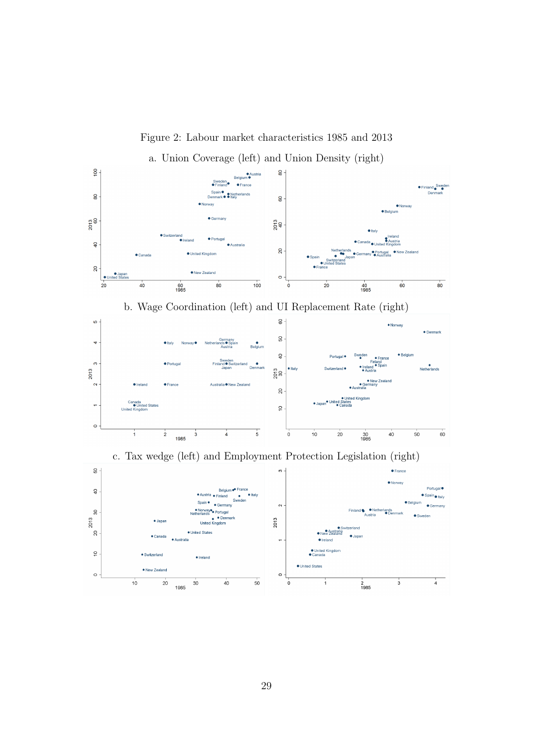Figure 2: Labour market characteristics 1985 and 2013

a. Union Coverage (left) and Union Density (right)

b. Wage Coordination (left) and UI Replacement Rate (right)

c. Tax wedge (left) and Employment Protection Legislation (right)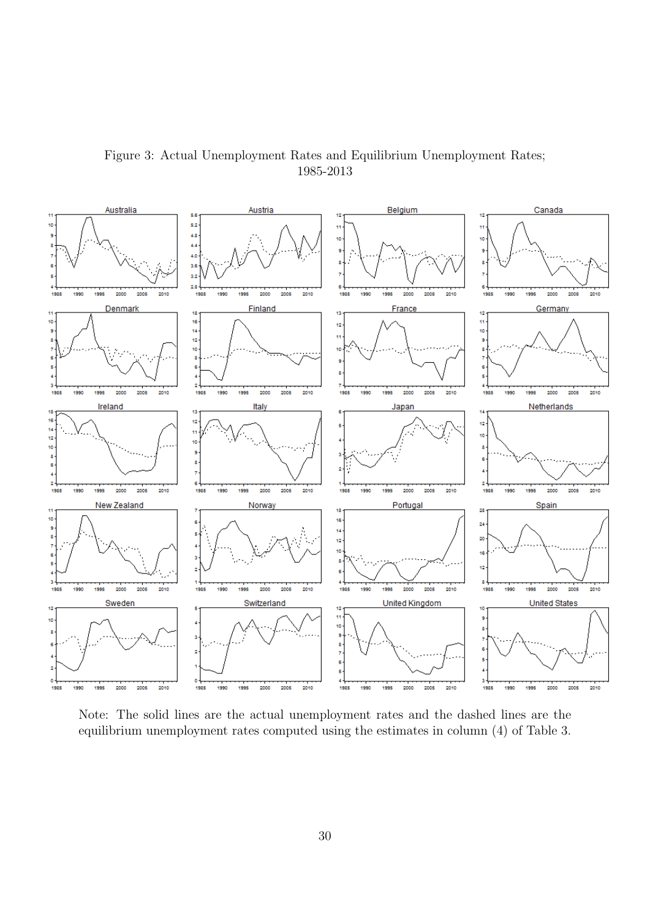Figure 3: Actual Unemployment Rates and Equilibrium Unemployment Rates; 1985-2013

Note: The solid lines are the actual unemployment rates and the dashed lines are the equilibrium unemployment rates computed using the estimates in column (4) of Table 3.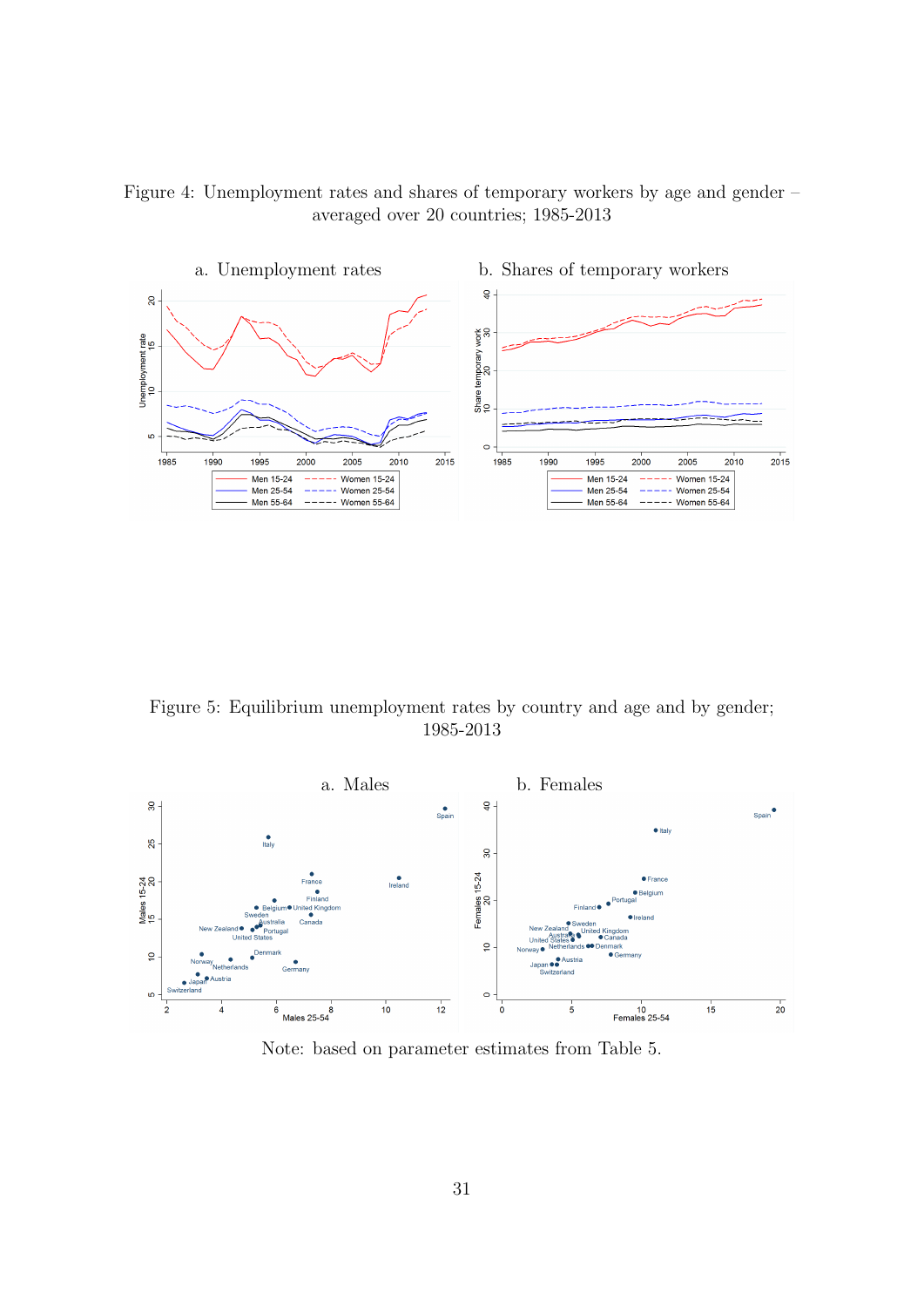Figure 4: Unemployment rates and shares of temporary workers by age and gender – averaged over 20 countries; 1985-2013

a. Unemployment rates

Unemployment rate

5 10 15 20

1985 1990 1995 2000 2005 2010 2015

Men 15-24 Women 15-24
Men 25-54 Women 25-54
Men 55-64 Women 55-64

b. Shares of temporary workers

Share temporary work

0 10 20 30 40

1985 1990 1995 2000 2005 2010 2015

Men 15-24 Women 15-24
Men 25-54 Women 25-54
Men 55-64 Women 55-64

Figure 5: Equilibrium unemployment rates by country and age and by gender; 1985-2013

a. Males

Males 15-24

5 10 15 20 25 30

Males 25-54

2 4 6 8 10 12

Spain, Italy, France, Ireland, Finland, Belgium, United Kingdom, Sweden, Canada, Australia, New Zealand, Portugal, United States, Denmark, Norway, Netherlands, Germany, Japan, Austria, Switzerland

b. Females

Females 15-24

0 10 20 30 40

Females 25-54

0 5 10 15 20

Spain, Italy, France, Belgium, Portugal, Finland, Ireland, Sweden, New Zealand, United Kingdom, Australia, Canada, United States, Netherlands, Denmark, Norway, Germany, Austria, Japan, Switzerland

Note: based on parameter estimates from Table 5.